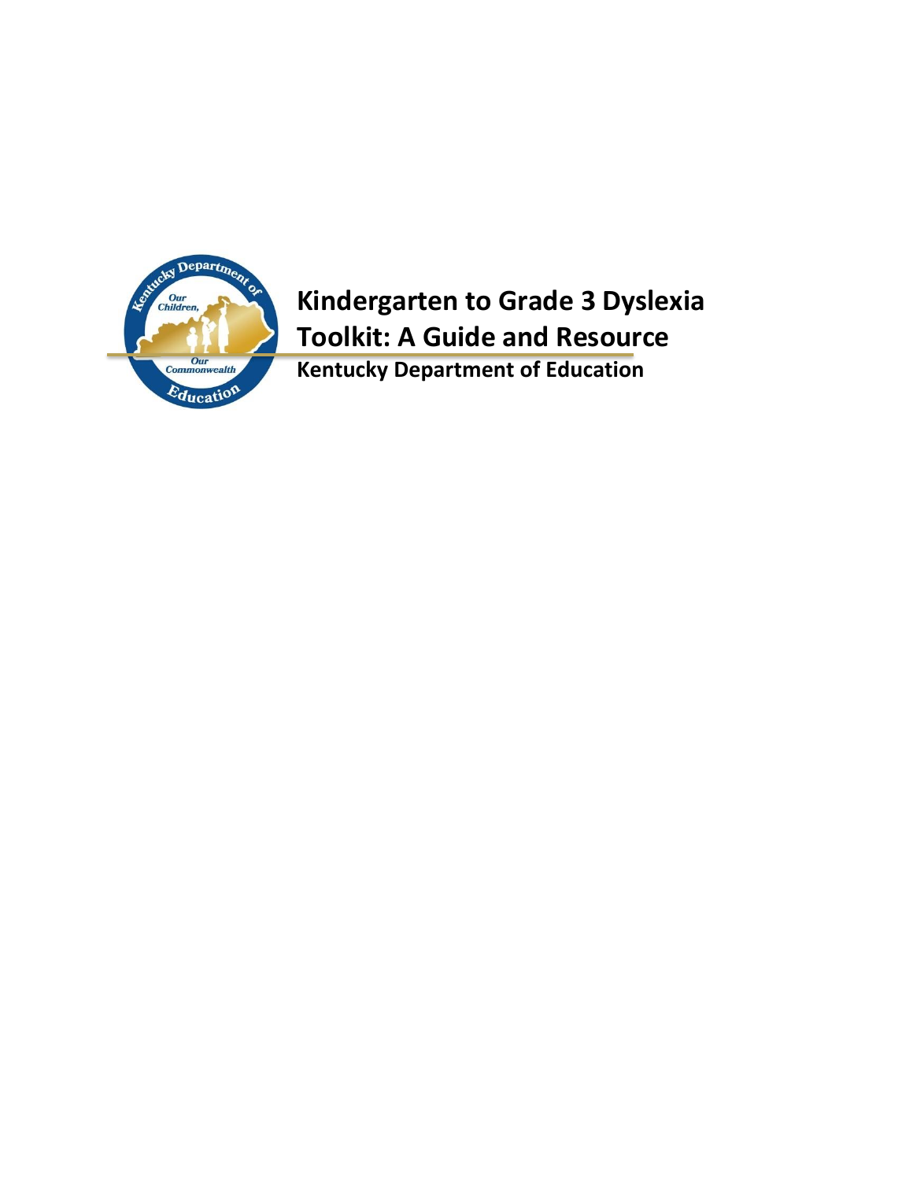# Kindergarten to Grade 3 Dyslexia Toolkit: A Guide and Resource

**Kentucky Department of Education**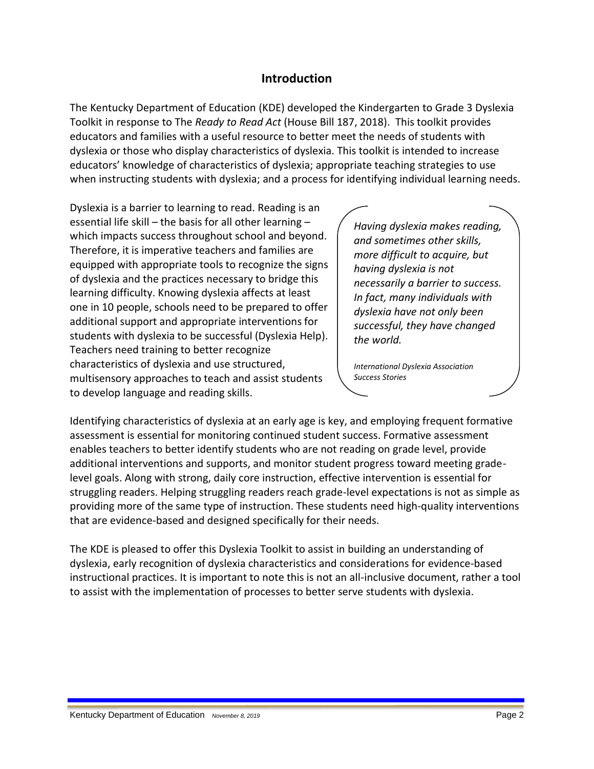## Introduction

The Kentucky Department of Education (KDE) developed the Kindergarten to Grade 3 Dyslexia Toolkit in response to The *Ready to Read Act* (House Bill 187, 2018). This toolkit provides educators and families with a useful resource to better meet the needs of students with dyslexia or those who display characteristics of dyslexia. This toolkit is intended to increase educators' knowledge of characteristics of dyslexia; appropriate teaching strategies to use when instructing students with dyslexia; and a process for identifying individual learning needs.

Dyslexia is a barrier to learning to read. Reading is an essential life skill – the basis for all other learning – which impacts success throughout school and beyond. Therefore, it is imperative teachers and families are equipped with appropriate tools to recognize the signs of dyslexia and the practices necessary to bridge this learning difficulty. Knowing dyslexia affects at least one in 10 people, schools need to be prepared to offer additional support and appropriate interventions for students with dyslexia to be successful (Dyslexia Help). Teachers need training to better recognize characteristics of dyslexia and use structured, multisensory approaches to teach and assist students to develop language and reading skills.

> *Having dyslexia makes reading, and sometimes other skills, more difficult to acquire, but having dyslexia is not necessarily a barrier to success. In fact, many individuals with dyslexia have not only been successful, they have changed the world.*
>
> *International Dyslexia Association Success Stories*

Identifying characteristics of dyslexia at an early age is key, and employing frequent formative assessment is essential for monitoring continued student success. Formative assessment enables teachers to better identify students who are not reading on grade level, provide additional interventions and supports, and monitor student progress toward meeting grade-level goals. Along with strong, daily core instruction, effective intervention is essential for struggling readers. Helping struggling readers reach grade-level expectations is not as simple as providing more of the same type of instruction. These students need high-quality interventions that are evidence-based and designed specifically for their needs.

The KDE is pleased to offer this Dyslexia Toolkit to assist in building an understanding of dyslexia, early recognition of dyslexia characteristics and considerations for evidence-based instructional practices. It is important to note this is not an all-inclusive document, rather a tool to assist with the implementation of processes to better serve students with dyslexia.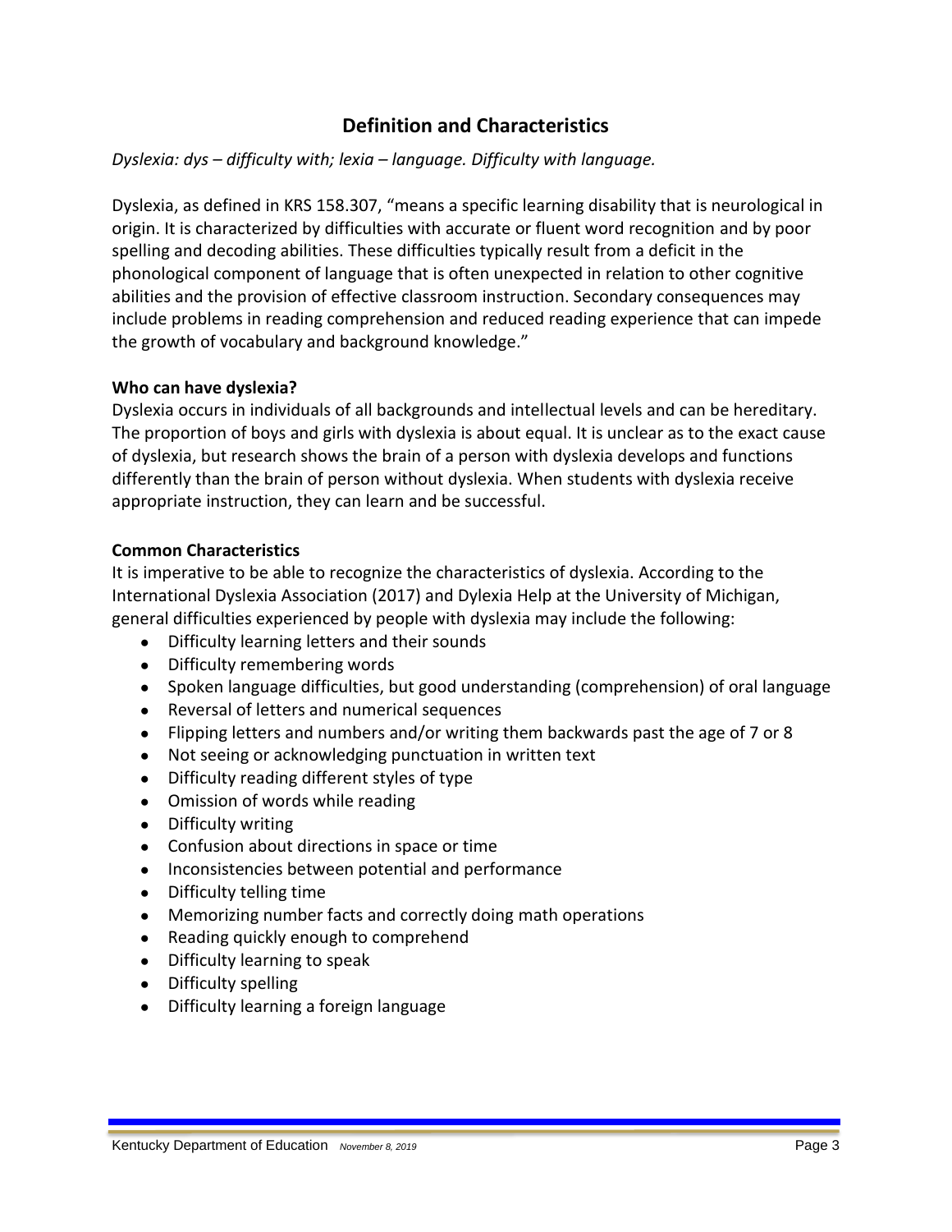## Definition and Characteristics

*Dyslexia: dys – difficulty with; lexia – language. Difficulty with language.*

Dyslexia, as defined in KRS 158.307, "means a specific learning disability that is neurological in origin. It is characterized by difficulties with accurate or fluent word recognition and by poor spelling and decoding abilities. These difficulties typically result from a deficit in the phonological component of language that is often unexpected in relation to other cognitive abilities and the provision of effective classroom instruction. Secondary consequences may include problems in reading comprehension and reduced reading experience that can impede the growth of vocabulary and background knowledge."

**Who can have dyslexia?**

Dyslexia occurs in individuals of all backgrounds and intellectual levels and can be hereditary. The proportion of boys and girls with dyslexia is about equal. It is unclear as to the exact cause of dyslexia, but research shows the brain of a person with dyslexia develops and functions differently than the brain of person without dyslexia. When students with dyslexia receive appropriate instruction, they can learn and be successful.

**Common Characteristics**

It is imperative to be able to recognize the characteristics of dyslexia. According to the International Dyslexia Association (2017) and Dylexia Help at the University of Michigan, general difficulties experienced by people with dyslexia may include the following:

- Difficulty learning letters and their sounds
- Difficulty remembering words
- Spoken language difficulties, but good understanding (comprehension) of oral language
- Reversal of letters and numerical sequences
- Flipping letters and numbers and/or writing them backwards past the age of 7 or 8
- Not seeing or acknowledging punctuation in written text
- Difficulty reading different styles of type
- Omission of words while reading
- Difficulty writing
- Confusion about directions in space or time
- Inconsistencies between potential and performance
- Difficulty telling time
- Memorizing number facts and correctly doing math operations
- Reading quickly enough to comprehend
- Difficulty learning to speak
- Difficulty spelling
- Difficulty learning a foreign language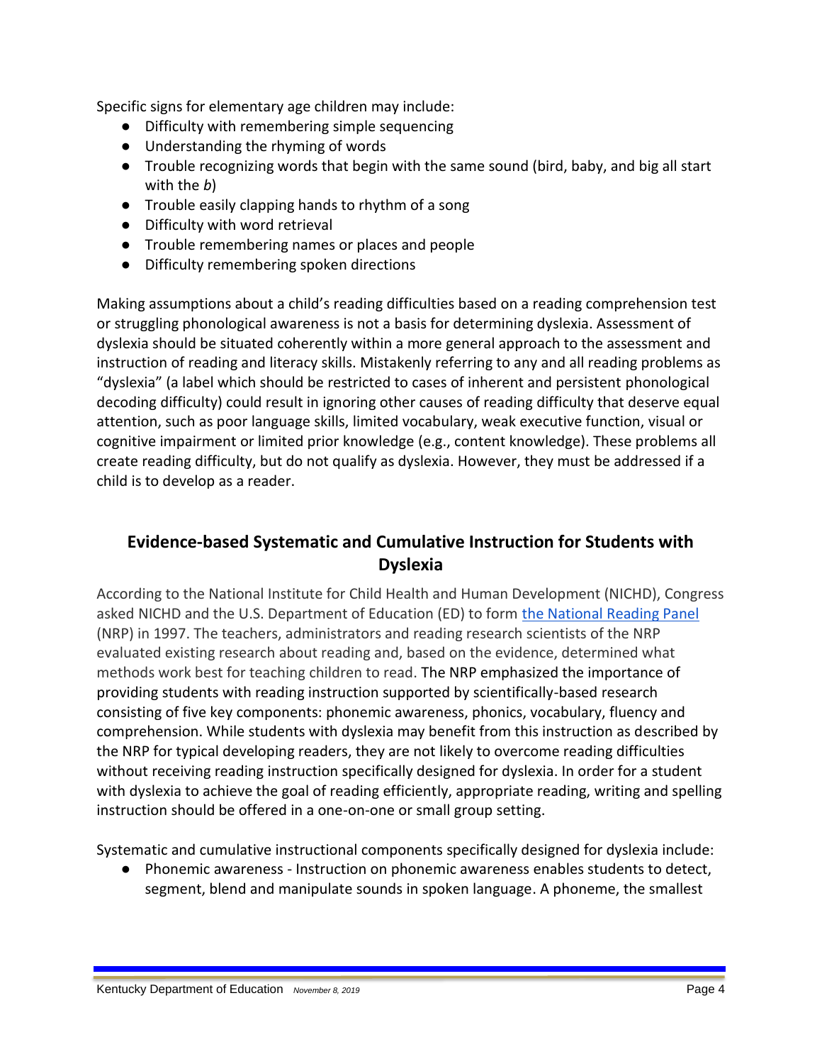Specific signs for elementary age children may include:

- Difficulty with remembering simple sequencing
- Understanding the rhyming of words
- Trouble recognizing words that begin with the same sound (bird, baby, and big all start with the *b*)
- Trouble easily clapping hands to rhythm of a song
- Difficulty with word retrieval
- Trouble remembering names or places and people
- Difficulty remembering spoken directions

Making assumptions about a child's reading difficulties based on a reading comprehension test or struggling phonological awareness is not a basis for determining dyslexia. Assessment of dyslexia should be situated coherently within a more general approach to the assessment and instruction of reading and literacy skills. Mistakenly referring to any and all reading problems as "dyslexia" (a label which should be restricted to cases of inherent and persistent phonological decoding difficulty) could result in ignoring other causes of reading difficulty that deserve equal attention, such as poor language skills, limited vocabulary, weak executive function, visual or cognitive impairment or limited prior knowledge (e.g., content knowledge). These problems all create reading difficulty, but do not qualify as dyslexia. However, they must be addressed if a child is to develop as a reader.

## Evidence-based Systematic and Cumulative Instruction for Students with Dyslexia

According to the National Institute for Child Health and Human Development (NICHD), Congress asked NICHD and the U.S. Department of Education (ED) to form [the National Reading Panel](the National Reading Panel) (NRP) in 1997. The teachers, administrators and reading research scientists of the NRP evaluated existing research about reading and, based on the evidence, determined what methods work best for teaching children to read. The NRP emphasized the importance of providing students with reading instruction supported by scientifically-based research consisting of five key components: phonemic awareness, phonics, vocabulary, fluency and comprehension. While students with dyslexia may benefit from this instruction as described by the NRP for typical developing readers, they are not likely to overcome reading difficulties without receiving reading instruction specifically designed for dyslexia. In order for a student with dyslexia to achieve the goal of reading efficiently, appropriate reading, writing and spelling instruction should be offered in a one-on-one or small group setting.

Systematic and cumulative instructional components specifically designed for dyslexia include:

- Phonemic awareness - Instruction on phonemic awareness enables students to detect, segment, blend and manipulate sounds in spoken language. A phoneme, the smallest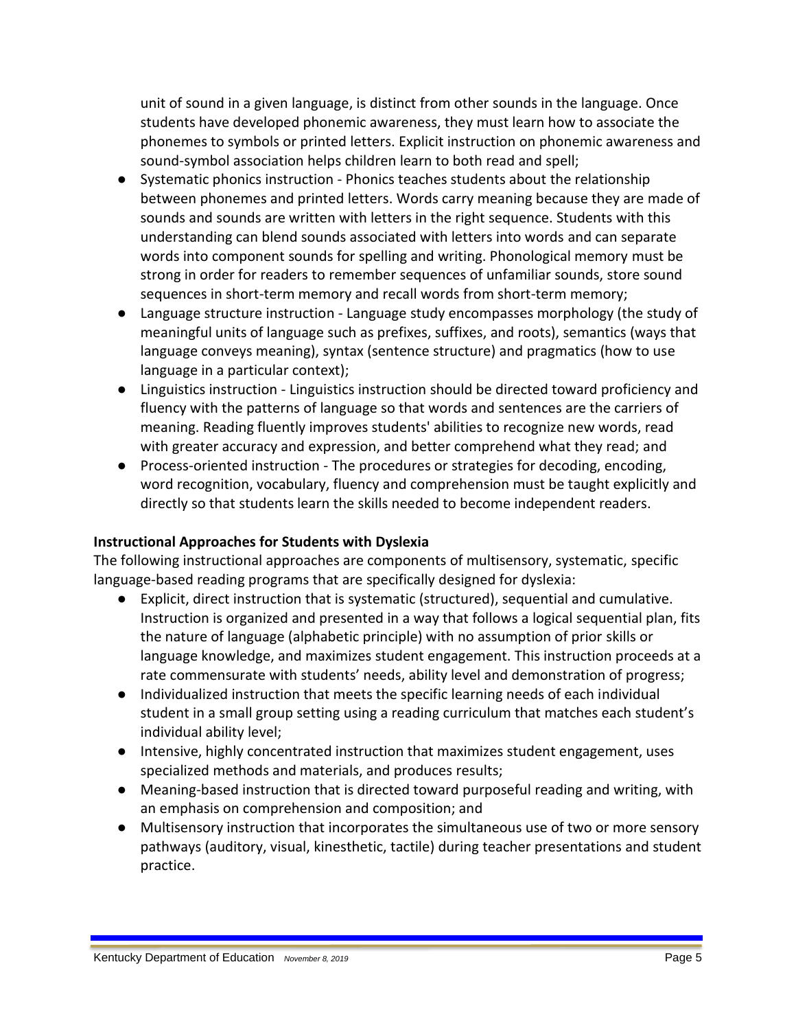unit of sound in a given language, is distinct from other sounds in the language. Once students have developed phonemic awareness, they must learn how to associate the phonemes to symbols or printed letters. Explicit instruction on phonemic awareness and sound-symbol association helps children learn to both read and spell;

- Systematic phonics instruction - Phonics teaches students about the relationship between phonemes and printed letters. Words carry meaning because they are made of sounds and sounds are written with letters in the right sequence. Students with this understanding can blend sounds associated with letters into words and can separate words into component sounds for spelling and writing. Phonological memory must be strong in order for readers to remember sequences of unfamiliar sounds, store sound sequences in short-term memory and recall words from short-term memory;
- Language structure instruction - Language study encompasses morphology (the study of meaningful units of language such as prefixes, suffixes, and roots), semantics (ways that language conveys meaning), syntax (sentence structure) and pragmatics (how to use language in a particular context);
- Linguistics instruction - Linguistics instruction should be directed toward proficiency and fluency with the patterns of language so that words and sentences are the carriers of meaning. Reading fluently improves students' abilities to recognize new words, read with greater accuracy and expression, and better comprehend what they read; and
- Process-oriented instruction - The procedures or strategies for decoding, encoding, word recognition, vocabulary, fluency and comprehension must be taught explicitly and directly so that students learn the skills needed to become independent readers.

**Instructional Approaches for Students with Dyslexia**

The following instructional approaches are components of multisensory, systematic, specific language-based reading programs that are specifically designed for dyslexia:

- Explicit, direct instruction that is systematic (structured), sequential and cumulative. Instruction is organized and presented in a way that follows a logical sequential plan, fits the nature of language (alphabetic principle) with no assumption of prior skills or language knowledge, and maximizes student engagement. This instruction proceeds at a rate commensurate with students' needs, ability level and demonstration of progress;
- Individualized instruction that meets the specific learning needs of each individual student in a small group setting using a reading curriculum that matches each student's individual ability level;
- Intensive, highly concentrated instruction that maximizes student engagement, uses specialized methods and materials, and produces results;
- Meaning-based instruction that is directed toward purposeful reading and writing, with an emphasis on comprehension and composition; and
- Multisensory instruction that incorporates the simultaneous use of two or more sensory pathways (auditory, visual, kinesthetic, tactile) during teacher presentations and student practice.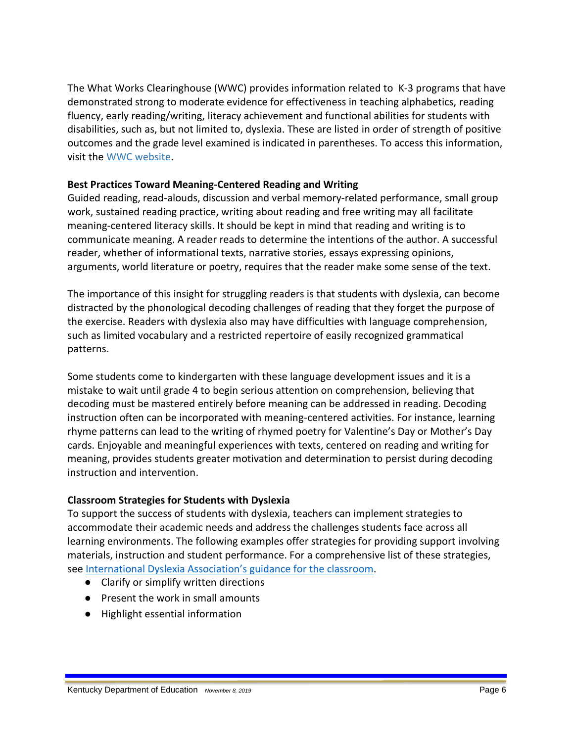The What Works Clearinghouse (WWC) provides information related to  K-3 programs that have demonstrated strong to moderate evidence for effectiveness in teaching alphabetics, reading fluency, early reading/writing, literacy achievement and functional abilities for students with disabilities, such as, but not limited to, dyslexia. These are listed in order of strength of positive outcomes and the grade level examined is indicated in parentheses. To access this information, visit the [WWC website](#).

**Best Practices Toward Meaning-Centered Reading and Writing**

Guided reading, read-alouds, discussion and verbal memory-related performance, small group work, sustained reading practice, writing about reading and free writing may all facilitate meaning-centered literacy skills. It should be kept in mind that reading and writing is to communicate meaning. A reader reads to determine the intentions of the author. A successful reader, whether of informational texts, narrative stories, essays expressing opinions, arguments, world literature or poetry, requires that the reader make some sense of the text.

The importance of this insight for struggling readers is that students with dyslexia, can become distracted by the phonological decoding challenges of reading that they forget the purpose of the exercise. Readers with dyslexia also may have difficulties with language comprehension, such as limited vocabulary and a restricted repertoire of easily recognized grammatical patterns.

Some students come to kindergarten with these language development issues and it is a mistake to wait until grade 4 to begin serious attention on comprehension, believing that decoding must be mastered entirely before meaning can be addressed in reading. Decoding instruction often can be incorporated with meaning-centered activities. For instance, learning rhyme patterns can lead to the writing of rhymed poetry for Valentine's Day or Mother's Day cards. Enjoyable and meaningful experiences with texts, centered on reading and writing for meaning, provides students greater motivation and determination to persist during decoding instruction and intervention.

**Classroom Strategies for Students with Dyslexia**

To support the success of students with dyslexia, teachers can implement strategies to accommodate their academic needs and address the challenges students face across all learning environments. The following examples offer strategies for providing support involving materials, instruction and student performance. For a comprehensive list of these strategies, see [International Dyslexia Association's guidance for the classroom](#).

- Clarify or simplify written directions
- Present the work in small amounts
- Highlight essential information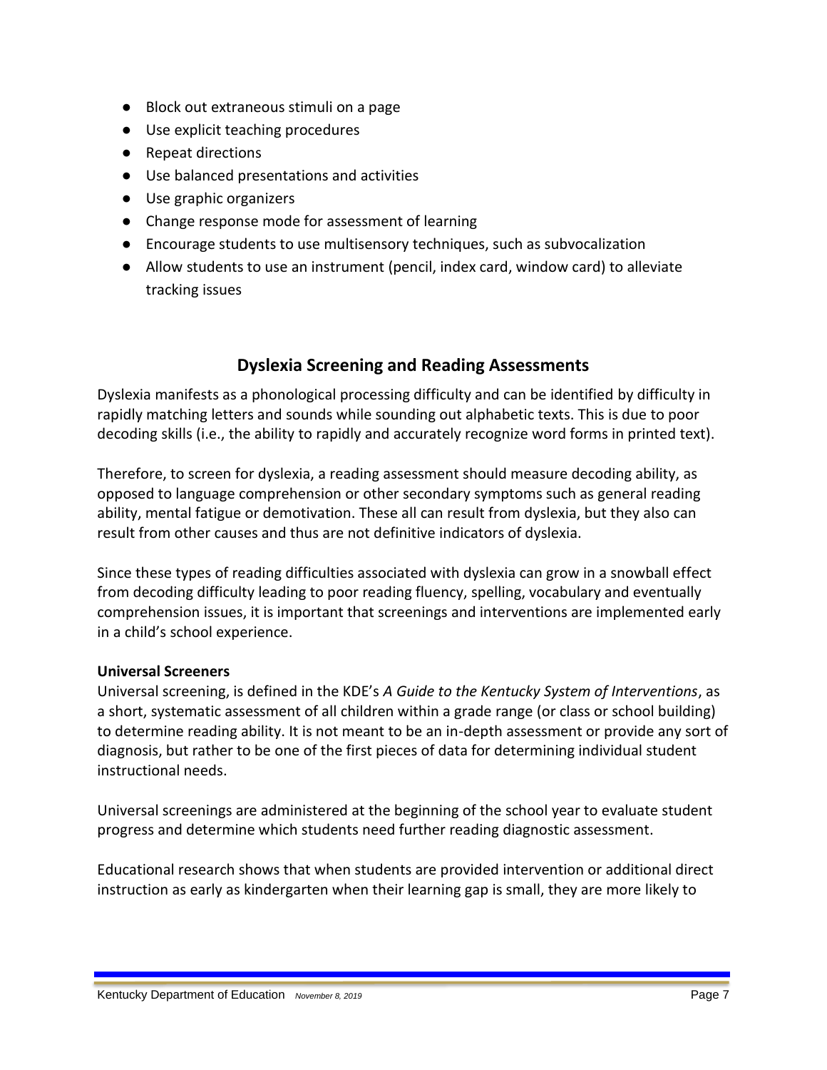- Block out extraneous stimuli on a page
- Use explicit teaching procedures
- Repeat directions
- Use balanced presentations and activities
- Use graphic organizers
- Change response mode for assessment of learning
- Encourage students to use multisensory techniques, such as subvocalization
- Allow students to use an instrument (pencil, index card, window card) to alleviate tracking issues

## Dyslexia Screening and Reading Assessments

Dyslexia manifests as a phonological processing difficulty and can be identified by difficulty in rapidly matching letters and sounds while sounding out alphabetic texts. This is due to poor decoding skills (i.e., the ability to rapidly and accurately recognize word forms in printed text).

Therefore, to screen for dyslexia, a reading assessment should measure decoding ability, as opposed to language comprehension or other secondary symptoms such as general reading ability, mental fatigue or demotivation. These all can result from dyslexia, but they also can result from other causes and thus are not definitive indicators of dyslexia.

Since these types of reading difficulties associated with dyslexia can grow in a snowball effect from decoding difficulty leading to poor reading fluency, spelling, vocabulary and eventually comprehension issues, it is important that screenings and interventions are implemented early in a child's school experience.

**Universal Screeners**

Universal screening, is defined in the KDE's *A Guide to the Kentucky System of Interventions*, as a short, systematic assessment of all children within a grade range (or class or school building) to determine reading ability. It is not meant to be an in-depth assessment or provide any sort of diagnosis, but rather to be one of the first pieces of data for determining individual student instructional needs.

Universal screenings are administered at the beginning of the school year to evaluate student progress and determine which students need further reading diagnostic assessment.

Educational research shows that when students are provided intervention or additional direct instruction as early as kindergarten when their learning gap is small, they are more likely to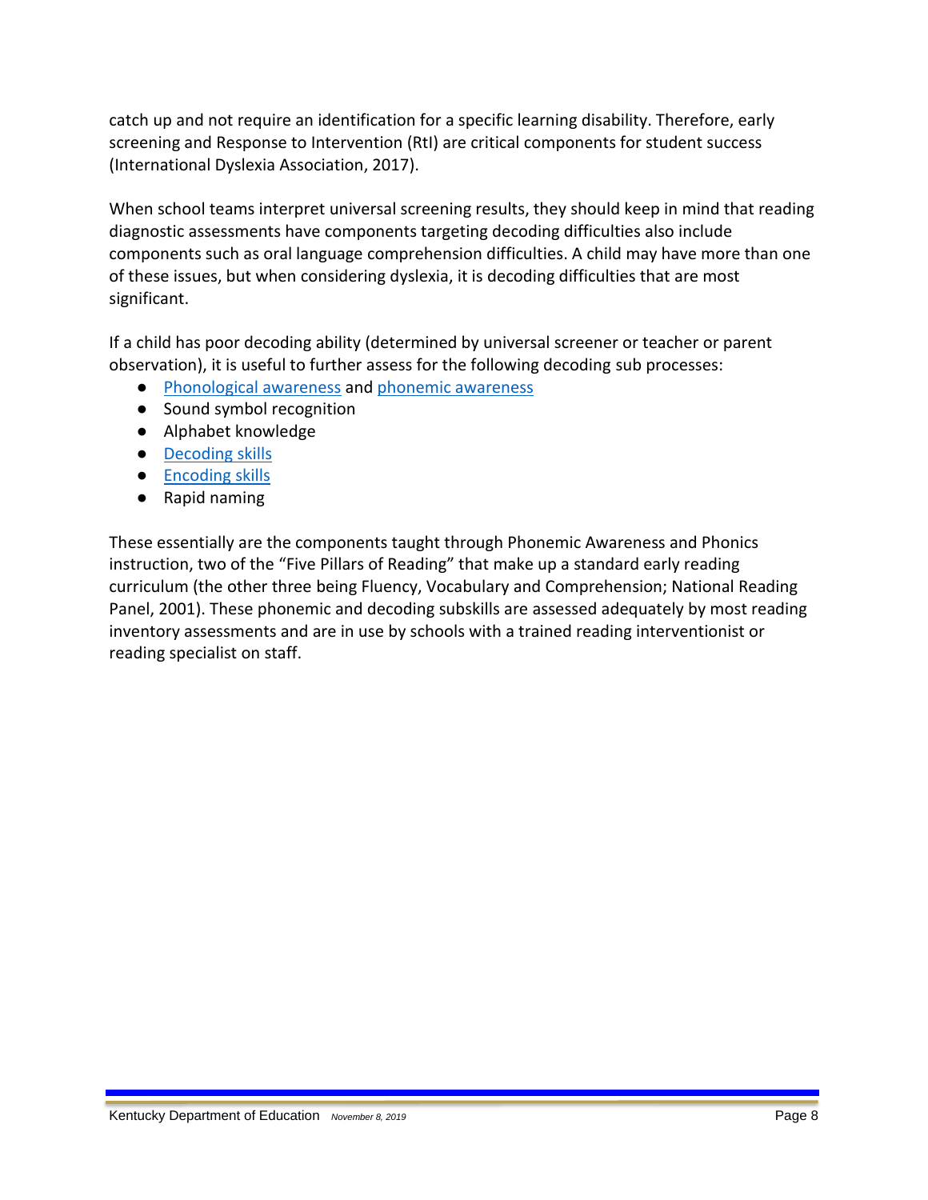catch up and not require an identification for a specific learning disability. Therefore, early screening and Response to Intervention (RtI) are critical components for student success (International Dyslexia Association, 2017).

When school teams interpret universal screening results, they should keep in mind that reading diagnostic assessments have components targeting decoding difficulties also include components such as oral language comprehension difficulties. A child may have more than one of these issues, but when considering dyslexia, it is decoding difficulties that are most significant.

If a child has poor decoding ability (determined by universal screener or teacher or parent observation), it is useful to further assess for the following decoding sub processes:

- Phonological awareness and phonemic awareness
- Sound symbol recognition
- Alphabet knowledge
- Decoding skills
- Encoding skills
- Rapid naming

These essentially are the components taught through Phonemic Awareness and Phonics instruction, two of the "Five Pillars of Reading" that make up a standard early reading curriculum (the other three being Fluency, Vocabulary and Comprehension; National Reading Panel, 2001). These phonemic and decoding subskills are assessed adequately by most reading inventory assessments and are in use by schools with a trained reading interventionist or reading specialist on staff.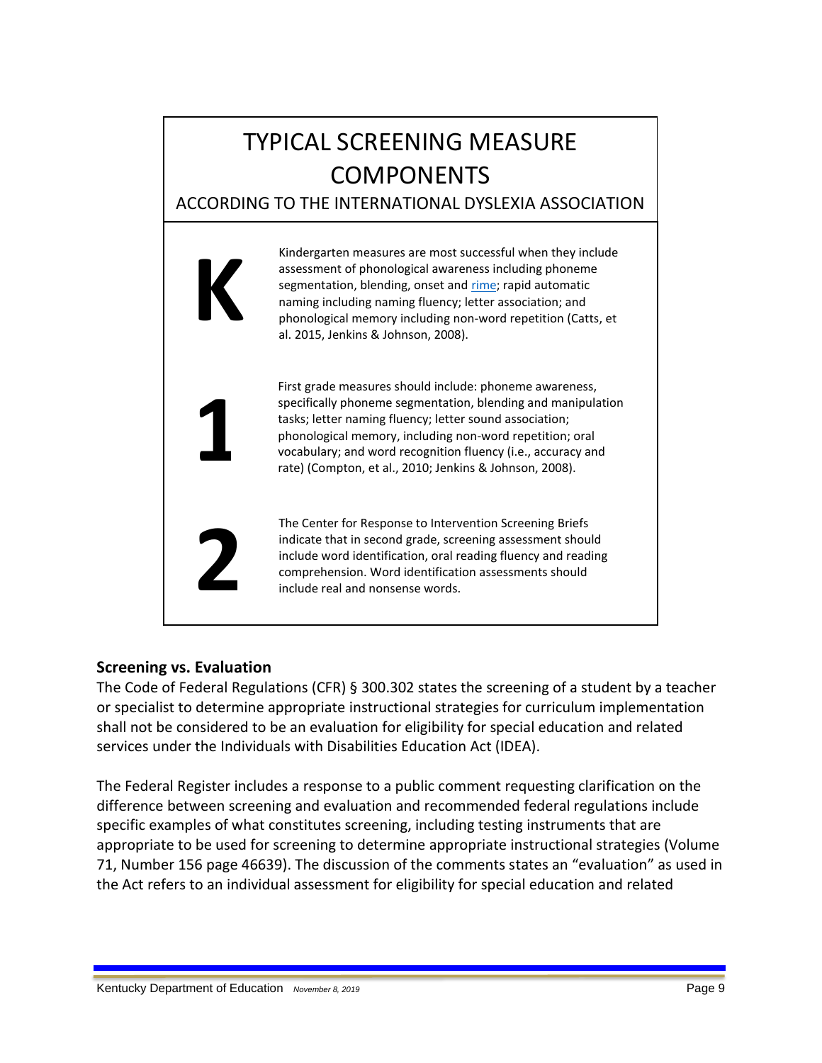## TYPICAL SCREENING MEASURE COMPONENTS

### ACCORDING TO THE INTERNATIONAL DYSLEXIA ASSOCIATION

**K**

Kindergarten measures are most successful when they include assessment of phonological awareness including phoneme segmentation, blending, onset and rime; rapid automatic naming including naming fluency; letter association; and phonological memory including non-word repetition (Catts, et al. 2015, Jenkins & Johnson, 2008).

**1**

First grade measures should include: phoneme awareness, specifically phoneme segmentation, blending and manipulation tasks; letter naming fluency; letter sound association; phonological memory, including non-word repetition; oral vocabulary; and word recognition fluency (i.e., accuracy and rate) (Compton, et al., 2010; Jenkins & Johnson, 2008).

**2**

The Center for Response to Intervention Screening Briefs indicate that in second grade, screening assessment should include word identification, oral reading fluency and reading comprehension. Word identification assessments should include real and nonsense words.

**Screening vs. Evaluation**

The Code of Federal Regulations (CFR) § 300.302 states the screening of a student by a teacher or specialist to determine appropriate instructional strategies for curriculum implementation shall not be considered to be an evaluation for eligibility for special education and related services under the Individuals with Disabilities Education Act (IDEA).

The Federal Register includes a response to a public comment requesting clarification on the difference between screening and evaluation and recommended federal regulations include specific examples of what constitutes screening, including testing instruments that are appropriate to be used for screening to determine appropriate instructional strategies (Volume 71, Number 156 page 46639). The discussion of the comments states an "evaluation" as used in the Act refers to an individual assessment for eligibility for special education and related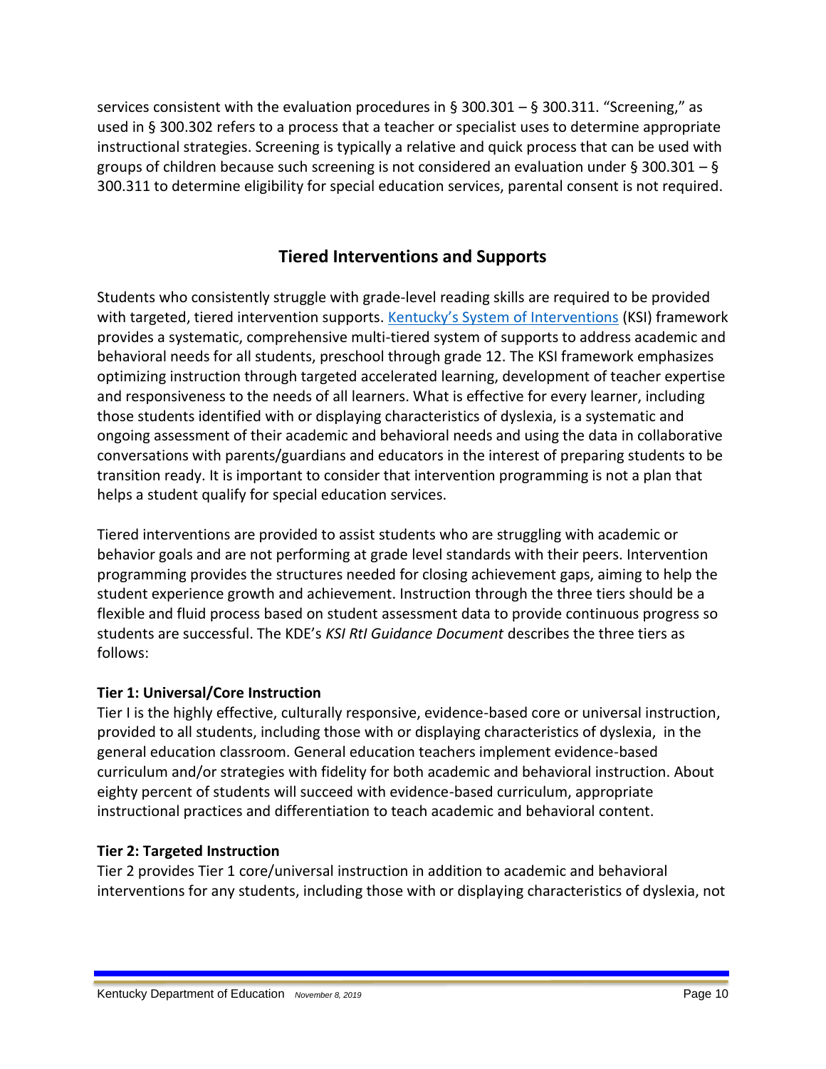services consistent with the evaluation procedures in § 300.301 – § 300.311. "Screening," as used in § 300.302 refers to a process that a teacher or specialist uses to determine appropriate instructional strategies. Screening is typically a relative and quick process that can be used with groups of children because such screening is not considered an evaluation under § 300.301 – § 300.311 to determine eligibility for special education services, parental consent is not required.

## Tiered Interventions and Supports

Students who consistently struggle with grade-level reading skills are required to be provided with targeted, tiered intervention supports. [Kentucky's System of Interventions](#) (KSI) framework provides a systematic, comprehensive multi-tiered system of supports to address academic and behavioral needs for all students, preschool through grade 12. The KSI framework emphasizes optimizing instruction through targeted accelerated learning, development of teacher expertise and responsiveness to the needs of all learners. What is effective for every learner, including those students identified with or displaying characteristics of dyslexia, is a systematic and ongoing assessment of their academic and behavioral needs and using the data in collaborative conversations with parents/guardians and educators in the interest of preparing students to be transition ready. It is important to consider that intervention programming is not a plan that helps a student qualify for special education services.

Tiered interventions are provided to assist students who are struggling with academic or behavior goals and are not performing at grade level standards with their peers. Intervention programming provides the structures needed for closing achievement gaps, aiming to help the student experience growth and achievement. Instruction through the three tiers should be a flexible and fluid process based on student assessment data to provide continuous progress so students are successful. The KDE's *KSI RtI Guidance Document* describes the three tiers as follows:

**Tier 1: Universal/Core Instruction**
Tier I is the highly effective, culturally responsive, evidence-based core or universal instruction, provided to all students, including those with or displaying characteristics of dyslexia, in the general education classroom. General education teachers implement evidence-based curriculum and/or strategies with fidelity for both academic and behavioral instruction. About eighty percent of students will succeed with evidence-based curriculum, appropriate instructional practices and differentiation to teach academic and behavioral content.

**Tier 2: Targeted Instruction**
Tier 2 provides Tier 1 core/universal instruction in addition to academic and behavioral interventions for any students, including those with or displaying characteristics of dyslexia, not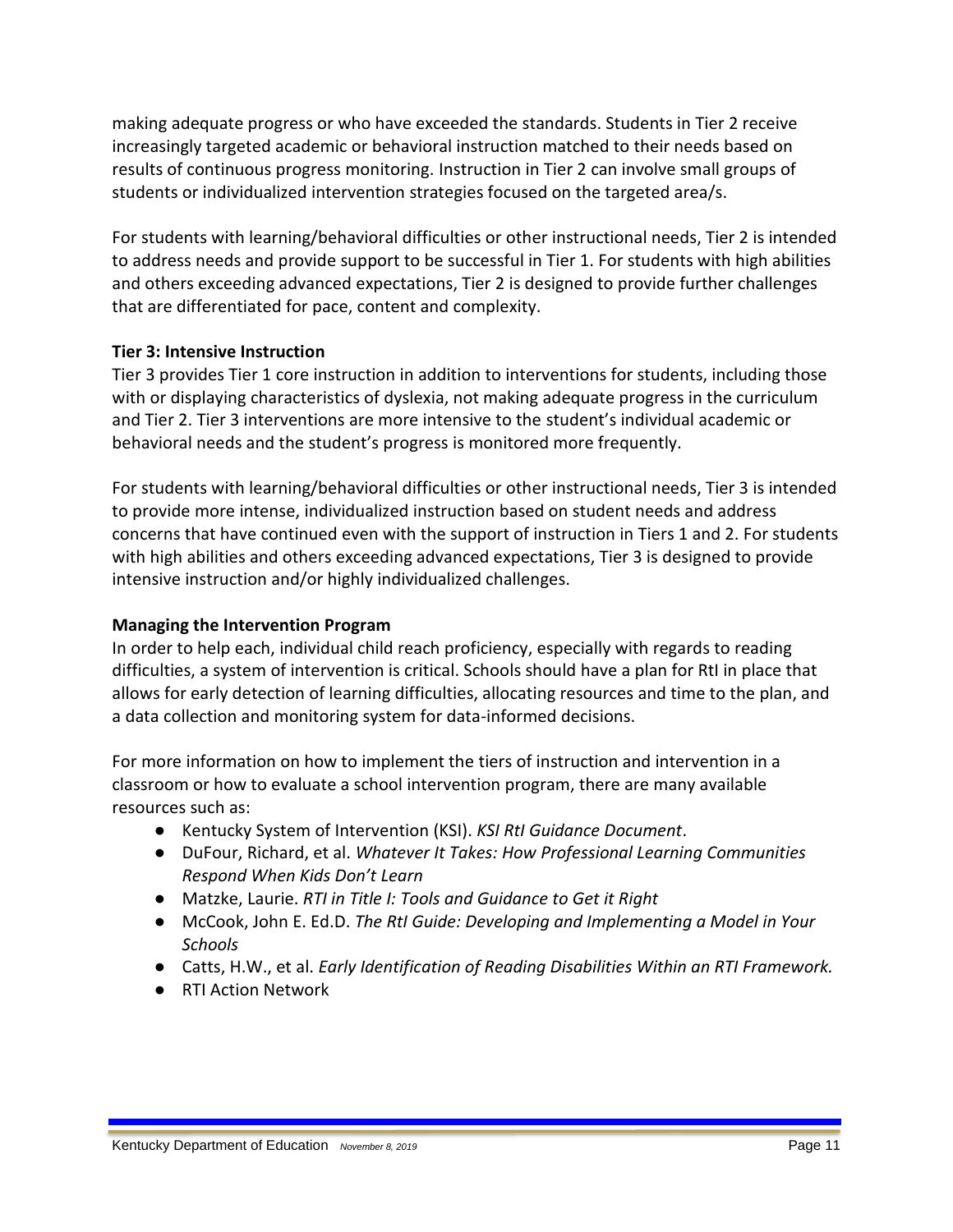making adequate progress or who have exceeded the standards. Students in Tier 2 receive increasingly targeted academic or behavioral instruction matched to their needs based on results of continuous progress monitoring. Instruction in Tier 2 can involve small groups of students or individualized intervention strategies focused on the targeted area/s.

For students with learning/behavioral difficulties or other instructional needs, Tier 2 is intended to address needs and provide support to be successful in Tier 1. For students with high abilities and others exceeding advanced expectations, Tier 2 is designed to provide further challenges that are differentiated for pace, content and complexity.

**Tier 3: Intensive Instruction**

Tier 3 provides Tier 1 core instruction in addition to interventions for students, including those with or displaying characteristics of dyslexia, not making adequate progress in the curriculum and Tier 2. Tier 3 interventions are more intensive to the student's individual academic or behavioral needs and the student's progress is monitored more frequently.

For students with learning/behavioral difficulties or other instructional needs, Tier 3 is intended to provide more intense, individualized instruction based on student needs and address concerns that have continued even with the support of instruction in Tiers 1 and 2. For students with high abilities and others exceeding advanced expectations, Tier 3 is designed to provide intensive instruction and/or highly individualized challenges.

**Managing the Intervention Program**

In order to help each, individual child reach proficiency, especially with regards to reading difficulties, a system of intervention is critical. Schools should have a plan for RtI in place that allows for early detection of learning difficulties, allocating resources and time to the plan, and a data collection and monitoring system for data-informed decisions.

For more information on how to implement the tiers of instruction and intervention in a classroom or how to evaluate a school intervention program, there are many available resources such as:

- Kentucky System of Intervention (KSI). *KSI RtI Guidance Document*.
- DuFour, Richard, et al. *Whatever It Takes: How Professional Learning Communities Respond When Kids Don't Learn*
- Matzke, Laurie. *RTI in Title I: Tools and Guidance to Get it Right*
- McCook, John E. Ed.D. *The RtI Guide: Developing and Implementing a Model in Your Schools*
- Catts, H.W., et al. *Early Identification of Reading Disabilities Within an RTI Framework.*
- RTI Action Network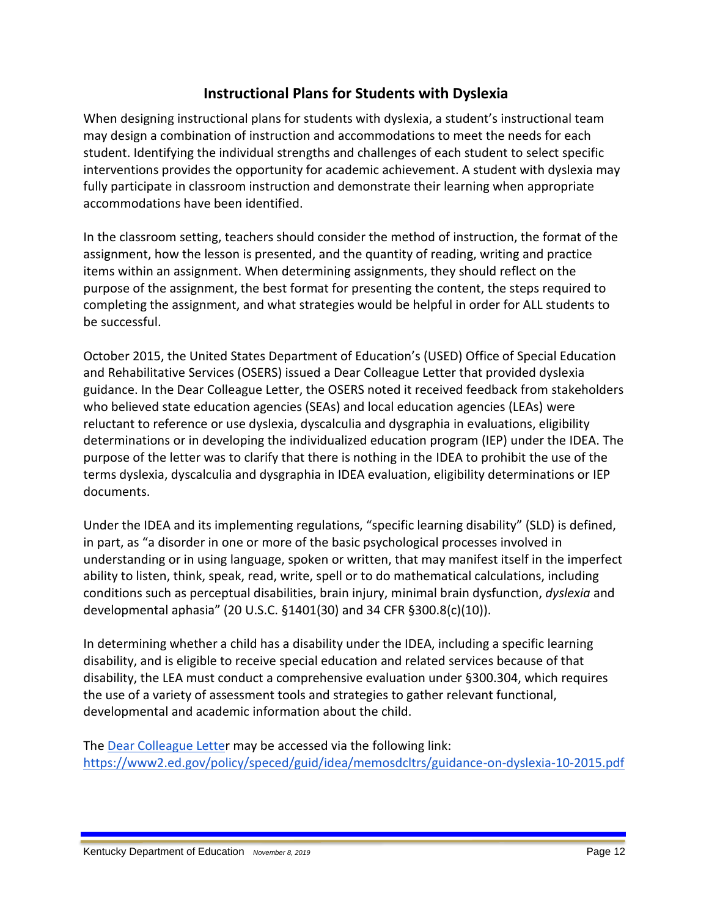## Instructional Plans for Students with Dyslexia

When designing instructional plans for students with dyslexia, a student's instructional team may design a combination of instruction and accommodations to meet the needs for each student. Identifying the individual strengths and challenges of each student to select specific interventions provides the opportunity for academic achievement. A student with dyslexia may fully participate in classroom instruction and demonstrate their learning when appropriate accommodations have been identified.

In the classroom setting, teachers should consider the method of instruction, the format of the assignment, how the lesson is presented, and the quantity of reading, writing and practice items within an assignment. When determining assignments, they should reflect on the purpose of the assignment, the best format for presenting the content, the steps required to completing the assignment, and what strategies would be helpful in order for ALL students to be successful.

October 2015, the United States Department of Education's (USED) Office of Special Education and Rehabilitative Services (OSERS) issued a Dear Colleague Letter that provided dyslexia guidance. In the Dear Colleague Letter, the OSERS noted it received feedback from stakeholders who believed state education agencies (SEAs) and local education agencies (LEAs) were reluctant to reference or use dyslexia, dyscalculia and dysgraphia in evaluations, eligibility determinations or in developing the individualized education program (IEP) under the IDEA. The purpose of the letter was to clarify that there is nothing in the IDEA to prohibit the use of the terms dyslexia, dyscalculia and dysgraphia in IDEA evaluation, eligibility determinations or IEP documents.

Under the IDEA and its implementing regulations, "specific learning disability" (SLD) is defined, in part, as "a disorder in one or more of the basic psychological processes involved in understanding or in using language, spoken or written, that may manifest itself in the imperfect ability to listen, think, speak, read, write, spell or to do mathematical calculations, including conditions such as perceptual disabilities, brain injury, minimal brain dysfunction, *dyslexia* and developmental aphasia" (20 U.S.C. §1401(30) and 34 CFR §300.8(c)(10)).

In determining whether a child has a disability under the IDEA, including a specific learning disability, and is eligible to receive special education and related services because of that disability, the LEA must conduct a comprehensive evaluation under §300.304, which requires the use of a variety of assessment tools and strategies to gather relevant functional, developmental and academic information about the child.

The [Dear Colleague Letter](https://www2.ed.gov/policy/speced/guid/idea/memosdcltrs/guidance-on-dyslexia-10-2015.pdf) may be accessed via the following link: https://www2.ed.gov/policy/speced/guid/idea/memosdcltrs/guidance-on-dyslexia-10-2015.pdf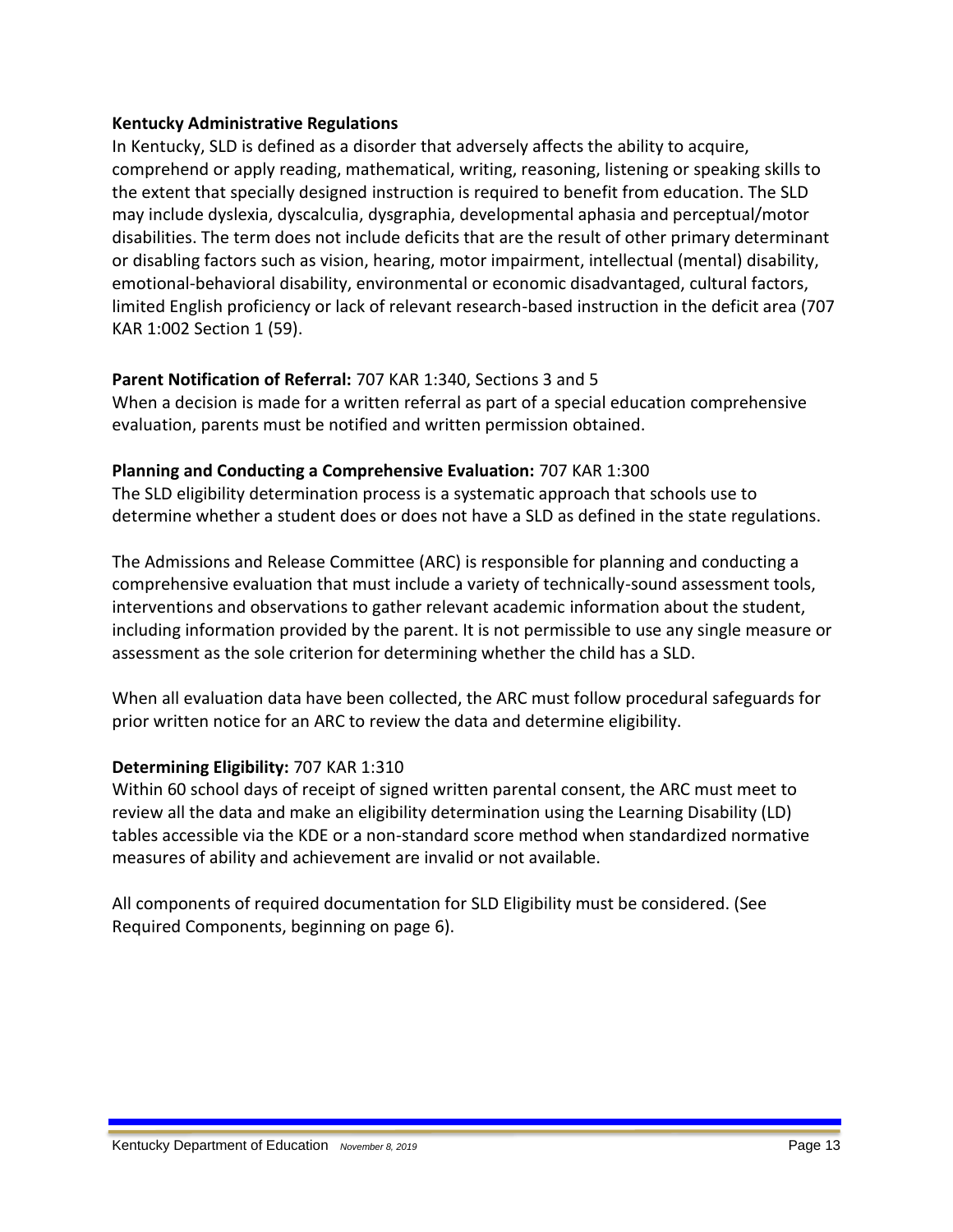**Kentucky Administrative Regulations**

In Kentucky, SLD is defined as a disorder that adversely affects the ability to acquire, comprehend or apply reading, mathematical, writing, reasoning, listening or speaking skills to the extent that specially designed instruction is required to benefit from education. The SLD may include dyslexia, dyscalculia, dysgraphia, developmental aphasia and perceptual/motor disabilities. The term does not include deficits that are the result of other primary determinant or disabling factors such as vision, hearing, motor impairment, intellectual (mental) disability, emotional-behavioral disability, environmental or economic disadvantaged, cultural factors, limited English proficiency or lack of relevant research-based instruction in the deficit area (707 KAR 1:002 Section 1 (59).

**Parent Notification of Referral:** 707 KAR 1:340, Sections 3 and 5

When a decision is made for a written referral as part of a special education comprehensive evaluation, parents must be notified and written permission obtained.

**Planning and Conducting a Comprehensive Evaluation:** 707 KAR 1:300

The SLD eligibility determination process is a systematic approach that schools use to determine whether a student does or does not have a SLD as defined in the state regulations.

The Admissions and Release Committee (ARC) is responsible for planning and conducting a comprehensive evaluation that must include a variety of technically-sound assessment tools, interventions and observations to gather relevant academic information about the student, including information provided by the parent. It is not permissible to use any single measure or assessment as the sole criterion for determining whether the child has a SLD.

When all evaluation data have been collected, the ARC must follow procedural safeguards for prior written notice for an ARC to review the data and determine eligibility.

**Determining Eligibility:** 707 KAR 1:310

Within 60 school days of receipt of signed written parental consent, the ARC must meet to review all the data and make an eligibility determination using the Learning Disability (LD) tables accessible via the KDE or a non-standard score method when standardized normative measures of ability and achievement are invalid or not available.

All components of required documentation for SLD Eligibility must be considered. (See Required Components, beginning on page 6).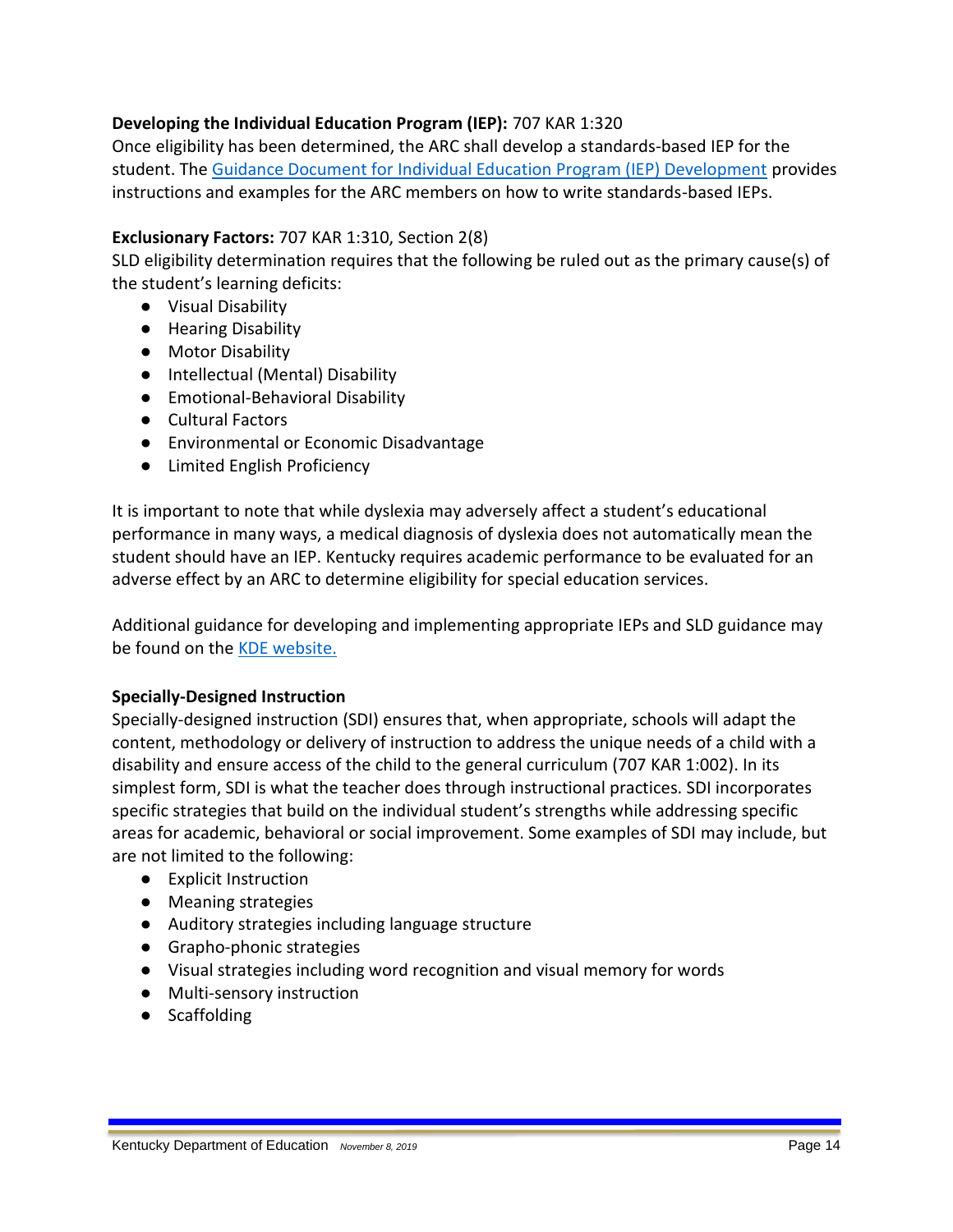**Developing the Individual Education Program (IEP):** 707 KAR 1:320

Once eligibility has been determined, the ARC shall develop a standards-based IEP for the student. The [Guidance Document for Individual Education Program (IEP) Development]() provides instructions and examples for the ARC members on how to write standards-based IEPs.

**Exclusionary Factors:** 707 KAR 1:310, Section 2(8)

SLD eligibility determination requires that the following be ruled out as the primary cause(s) of the student's learning deficits:

- Visual Disability
- Hearing Disability
- Motor Disability
- Intellectual (Mental) Disability
- Emotional-Behavioral Disability
- Cultural Factors
- Environmental or Economic Disadvantage
- Limited English Proficiency

It is important to note that while dyslexia may adversely affect a student's educational performance in many ways, a medical diagnosis of dyslexia does not automatically mean the student should have an IEP. Kentucky requires academic performance to be evaluated for an adverse effect by an ARC to determine eligibility for special education services.

Additional guidance for developing and implementing appropriate IEPs and SLD guidance may be found on the [KDE website.]()

**Specially-Designed Instruction**

Specially-designed instruction (SDI) ensures that, when appropriate, schools will adapt the content, methodology or delivery of instruction to address the unique needs of a child with a disability and ensure access of the child to the general curriculum (707 KAR 1:002). In its simplest form, SDI is what the teacher does through instructional practices. SDI incorporates specific strategies that build on the individual student's strengths while addressing specific areas for academic, behavioral or social improvement. Some examples of SDI may include, but are not limited to the following:

- Explicit Instruction
- Meaning strategies
- Auditory strategies including language structure
- Grapho-phonic strategies
- Visual strategies including word recognition and visual memory for words
- Multi-sensory instruction
- Scaffolding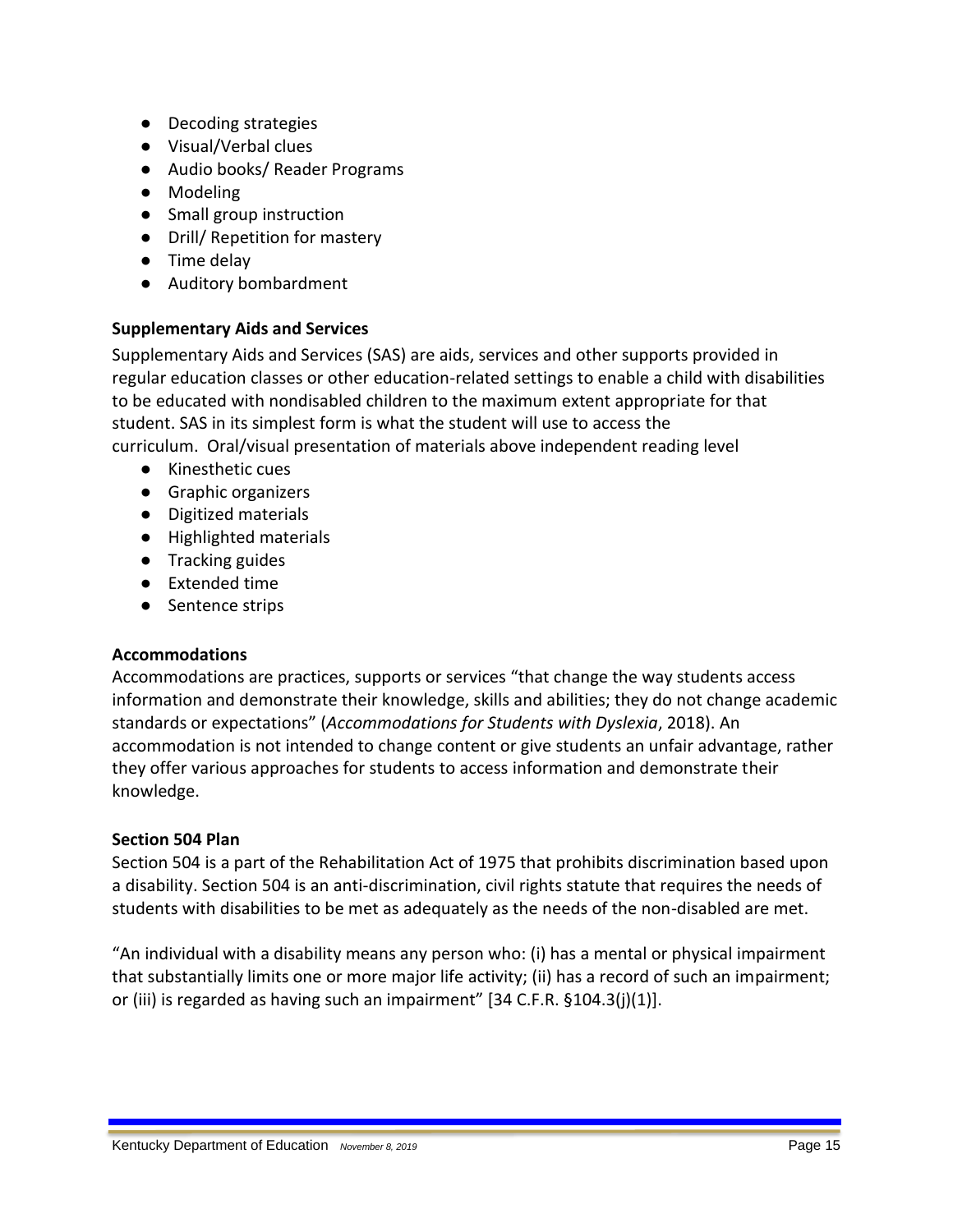- Decoding strategies
- Visual/Verbal clues
- Audio books/ Reader Programs
- Modeling
- Small group instruction
- Drill/ Repetition for mastery
- Time delay
- Auditory bombardment

**Supplementary Aids and Services**

Supplementary Aids and Services (SAS) are aids, services and other supports provided in regular education classes or other education-related settings to enable a child with disabilities to be educated with nondisabled children to the maximum extent appropriate for that student. SAS in its simplest form is what the student will use to access the curriculum. Oral/visual presentation of materials above independent reading level

- Kinesthetic cues
- Graphic organizers
- Digitized materials
- Highlighted materials
- Tracking guides
- Extended time
- Sentence strips

**Accommodations**

Accommodations are practices, supports or services "that change the way students access information and demonstrate their knowledge, skills and abilities; they do not change academic standards or expectations" (*Accommodations for Students with Dyslexia*, 2018). An accommodation is not intended to change content or give students an unfair advantage, rather they offer various approaches for students to access information and demonstrate their knowledge.

**Section 504 Plan**

Section 504 is a part of the Rehabilitation Act of 1975 that prohibits discrimination based upon a disability. Section 504 is an anti-discrimination, civil rights statute that requires the needs of students with disabilities to be met as adequately as the needs of the non-disabled are met.

"An individual with a disability means any person who: (i) has a mental or physical impairment that substantially limits one or more major life activity; (ii) has a record of such an impairment; or (iii) is regarded as having such an impairment" [34 C.F.R. §104.3(j)(1)].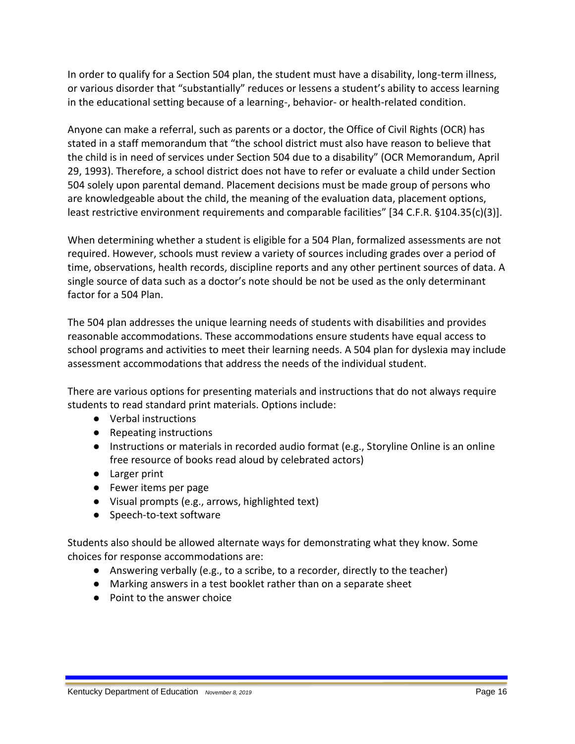In order to qualify for a Section 504 plan, the student must have a disability, long-term illness, or various disorder that "substantially" reduces or lessens a student's ability to access learning in the educational setting because of a learning-, behavior- or health-related condition.

Anyone can make a referral, such as parents or a doctor, the Office of Civil Rights (OCR) has stated in a staff memorandum that "the school district must also have reason to believe that the child is in need of services under Section 504 due to a disability" (OCR Memorandum, April 29, 1993). Therefore, a school district does not have to refer or evaluate a child under Section 504 solely upon parental demand. Placement decisions must be made group of persons who are knowledgeable about the child, the meaning of the evaluation data, placement options, least restrictive environment requirements and comparable facilities" [34 C.F.R. §104.35(c)(3)].

When determining whether a student is eligible for a 504 Plan, formalized assessments are not required. However, schools must review a variety of sources including grades over a period of time, observations, health records, discipline reports and any other pertinent sources of data. A single source of data such as a doctor's note should be not be used as the only determinant factor for a 504 Plan.

The 504 plan addresses the unique learning needs of students with disabilities and provides reasonable accommodations. These accommodations ensure students have equal access to school programs and activities to meet their learning needs. A 504 plan for dyslexia may include assessment accommodations that address the needs of the individual student.

There are various options for presenting materials and instructions that do not always require students to read standard print materials. Options include:

- Verbal instructions
- Repeating instructions
- Instructions or materials in recorded audio format (e.g., Storyline Online is an online free resource of books read aloud by celebrated actors)
- Larger print
- Fewer items per page
- Visual prompts (e.g., arrows, highlighted text)
- Speech-to-text software

Students also should be allowed alternate ways for demonstrating what they know. Some choices for response accommodations are:

- Answering verbally (e.g., to a scribe, to a recorder, directly to the teacher)
- Marking answers in a test booklet rather than on a separate sheet
- Point to the answer choice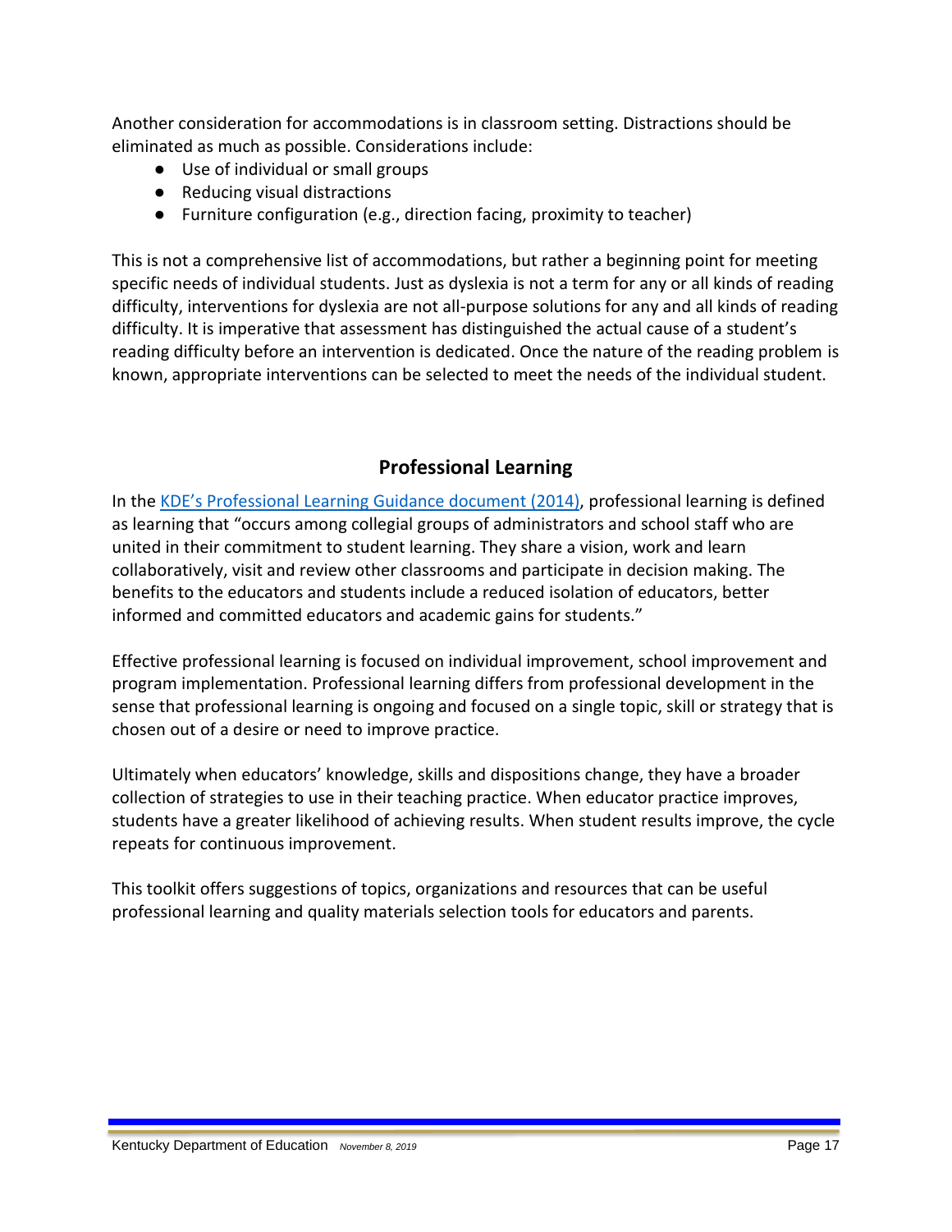Another consideration for accommodations is in classroom setting. Distractions should be eliminated as much as possible. Considerations include:

- Use of individual or small groups
- Reducing visual distractions
- Furniture configuration (e.g., direction facing, proximity to teacher)

This is not a comprehensive list of accommodations, but rather a beginning point for meeting specific needs of individual students. Just as dyslexia is not a term for any or all kinds of reading difficulty, interventions for dyslexia are not all-purpose solutions for any and all kinds of reading difficulty. It is imperative that assessment has distinguished the actual cause of a student's reading difficulty before an intervention is dedicated. Once the nature of the reading problem is known, appropriate interventions can be selected to meet the needs of the individual student.

## Professional Learning

In the KDE's Professional Learning Guidance document (2014), professional learning is defined as learning that "occurs among collegial groups of administrators and school staff who are united in their commitment to student learning. They share a vision, work and learn collaboratively, visit and review other classrooms and participate in decision making. The benefits to the educators and students include a reduced isolation of educators, better informed and committed educators and academic gains for students."

Effective professional learning is focused on individual improvement, school improvement and program implementation. Professional learning differs from professional development in the sense that professional learning is ongoing and focused on a single topic, skill or strategy that is chosen out of a desire or need to improve practice.

Ultimately when educators' knowledge, skills and dispositions change, they have a broader collection of strategies to use in their teaching practice. When educator practice improves, students have a greater likelihood of achieving results. When student results improve, the cycle repeats for continuous improvement.

This toolkit offers suggestions of topics, organizations and resources that can be useful professional learning and quality materials selection tools for educators and parents.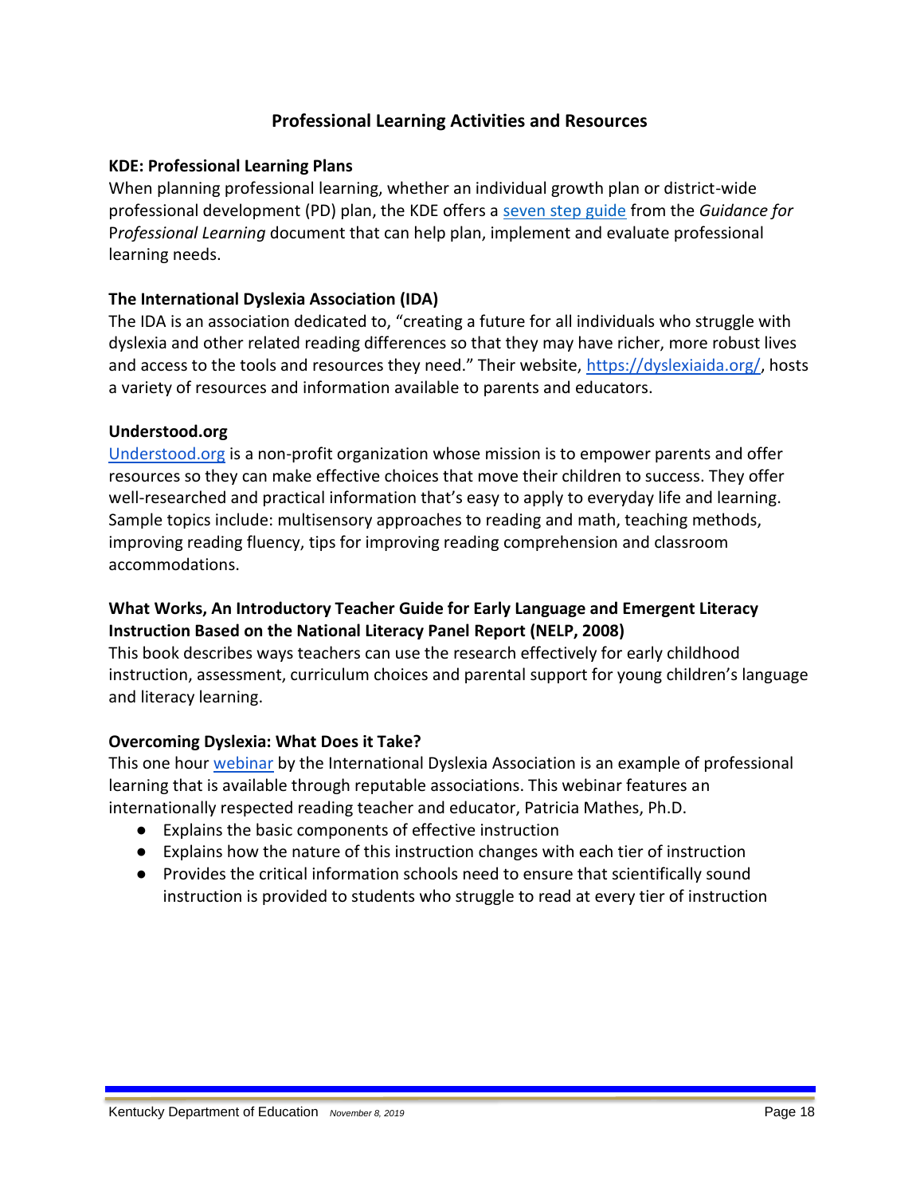## Professional Learning Activities and Resources

### KDE: Professional Learning Plans

When planning professional learning, whether an individual growth plan or district-wide professional development (PD) plan, the KDE offers a seven step guide from the *Guidance for* P*rofessional Learning* document that can help plan, implement and evaluate professional learning needs.

### The International Dyslexia Association (IDA)

The IDA is an association dedicated to, "creating a future for all individuals who struggle with dyslexia and other related reading differences so that they may have richer, more robust lives and access to the tools and resources they need." Their website, https://dyslexiaida.org/, hosts a variety of resources and information available to parents and educators.

### Understood.org

Understood.org is a non-profit organization whose mission is to empower parents and offer resources so they can make effective choices that move their children to success. They offer well-researched and practical information that's easy to apply to everyday life and learning. Sample topics include: multisensory approaches to reading and math, teaching methods, improving reading fluency, tips for improving reading comprehension and classroom accommodations.

### What Works, An Introductory Teacher Guide for Early Language and Emergent Literacy Instruction Based on the National Literacy Panel Report (NELP, 2008)

This book describes ways teachers can use the research effectively for early childhood instruction, assessment, curriculum choices and parental support for young children's language and literacy learning.

### Overcoming Dyslexia: What Does it Take?

This one hour webinar by the International Dyslexia Association is an example of professional learning that is available through reputable associations. This webinar features an internationally respected reading teacher and educator, Patricia Mathes, Ph.D.

- Explains the basic components of effective instruction
- Explains how the nature of this instruction changes with each tier of instruction
- Provides the critical information schools need to ensure that scientifically sound instruction is provided to students who struggle to read at every tier of instruction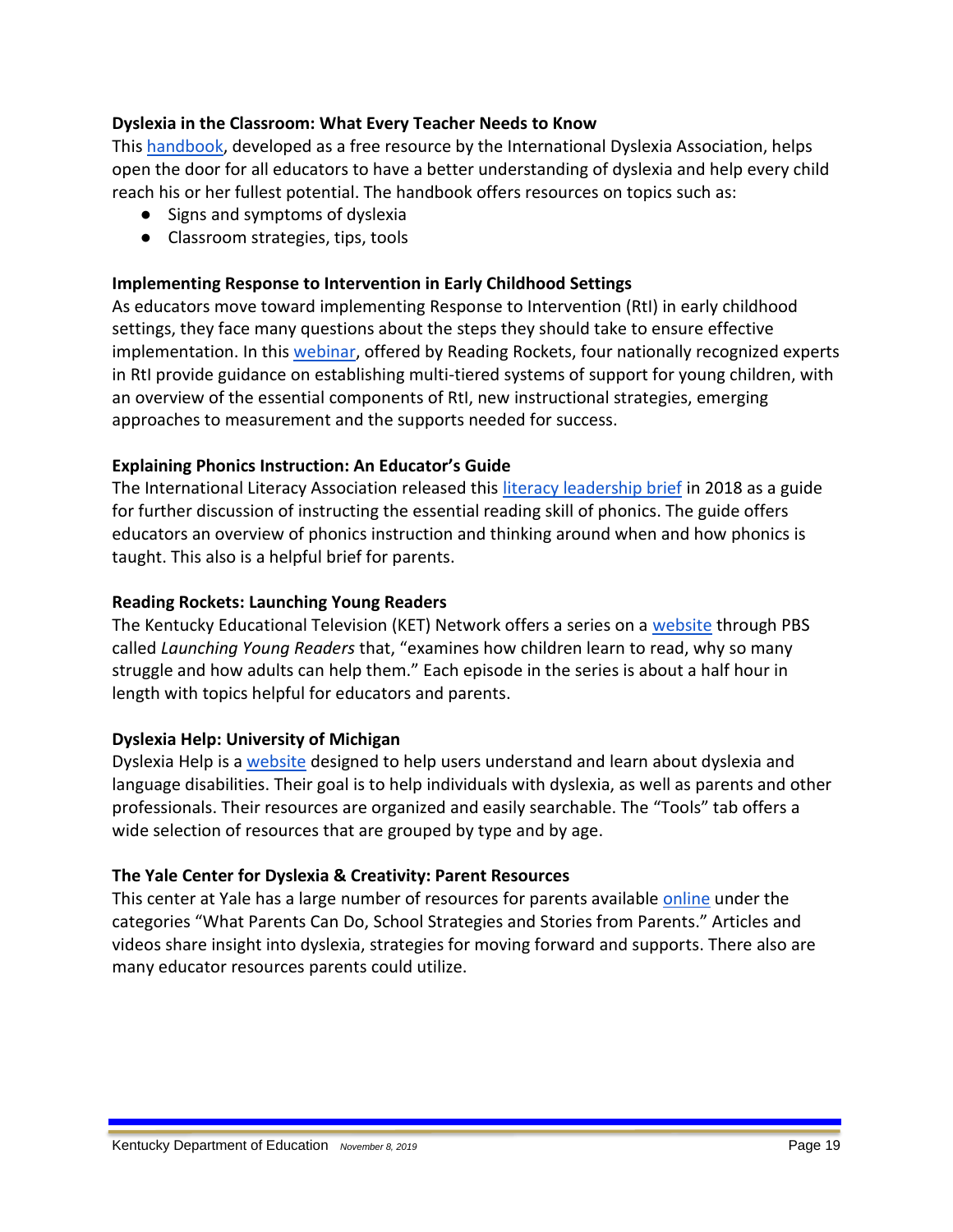**Dyslexia in the Classroom: What Every Teacher Needs to Know**

This handbook, developed as a free resource by the International Dyslexia Association, helps open the door for all educators to have a better understanding of dyslexia and help every child reach his or her fullest potential. The handbook offers resources on topics such as:

- Signs and symptoms of dyslexia
- Classroom strategies, tips, tools

**Implementing Response to Intervention in Early Childhood Settings**

As educators move toward implementing Response to Intervention (RtI) in early childhood settings, they face many questions about the steps they should take to ensure effective implementation. In this webinar, offered by Reading Rockets, four nationally recognized experts in RtI provide guidance on establishing multi-tiered systems of support for young children, with an overview of the essential components of RtI, new instructional strategies, emerging approaches to measurement and the supports needed for success.

**Explaining Phonics Instruction: An Educator's Guide**

The International Literacy Association released this literacy leadership brief in 2018 as a guide for further discussion of instructing the essential reading skill of phonics. The guide offers educators an overview of phonics instruction and thinking around when and how phonics is taught. This also is a helpful brief for parents.

**Reading Rockets: Launching Young Readers**

The Kentucky Educational Television (KET) Network offers a series on a website through PBS called *Launching Young Readers* that, "examines how children learn to read, why so many struggle and how adults can help them." Each episode in the series is about a half hour in length with topics helpful for educators and parents.

**Dyslexia Help: University of Michigan**

Dyslexia Help is a website designed to help users understand and learn about dyslexia and language disabilities. Their goal is to help individuals with dyslexia, as well as parents and other professionals. Their resources are organized and easily searchable. The "Tools" tab offers a wide selection of resources that are grouped by type and by age.

**The Yale Center for Dyslexia & Creativity: Parent Resources**

This center at Yale has a large number of resources for parents available online under the categories "What Parents Can Do, School Strategies and Stories from Parents." Articles and videos share insight into dyslexia, strategies for moving forward and supports. There also are many educator resources parents could utilize.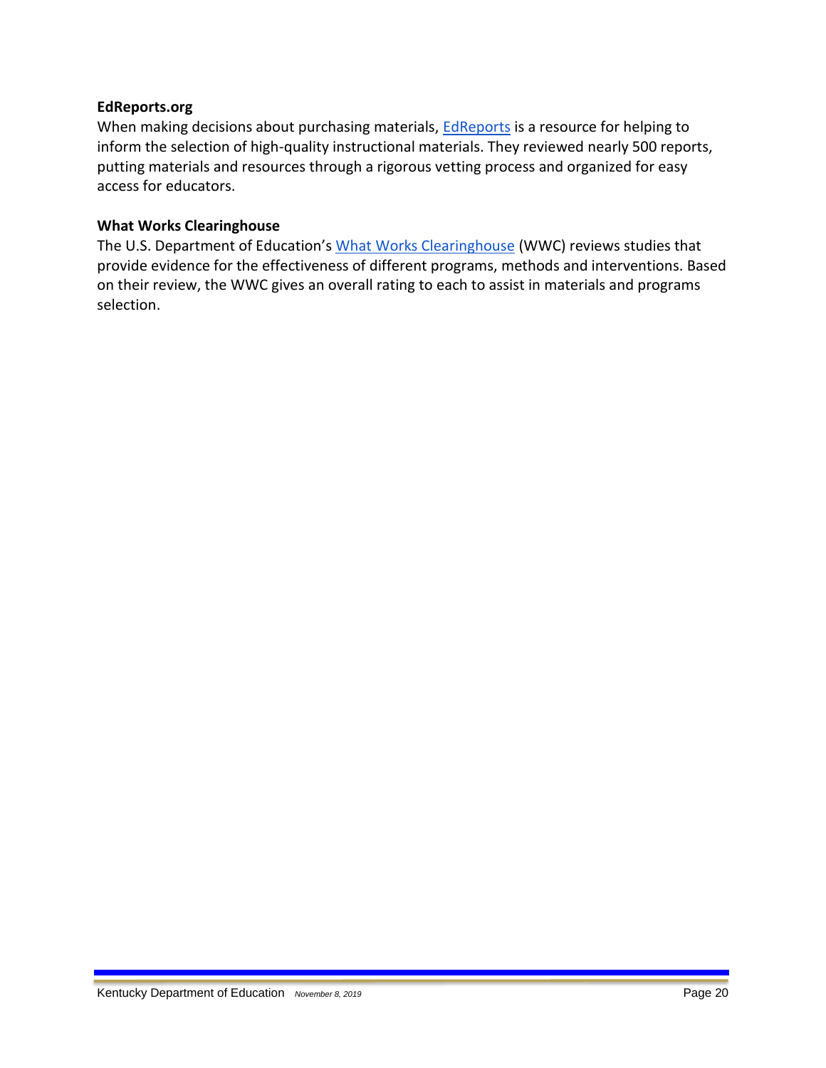**EdReports.org**

When making decisions about purchasing materials, EdReports is a resource for helping to inform the selection of high-quality instructional materials. They reviewed nearly 500 reports, putting materials and resources through a rigorous vetting process and organized for easy access for educators.

**What Works Clearinghouse**

The U.S. Department of Education's What Works Clearinghouse (WWC) reviews studies that provide evidence for the effectiveness of different programs, methods and interventions. Based on their review, the WWC gives an overall rating to each to assist in materials and programs selection.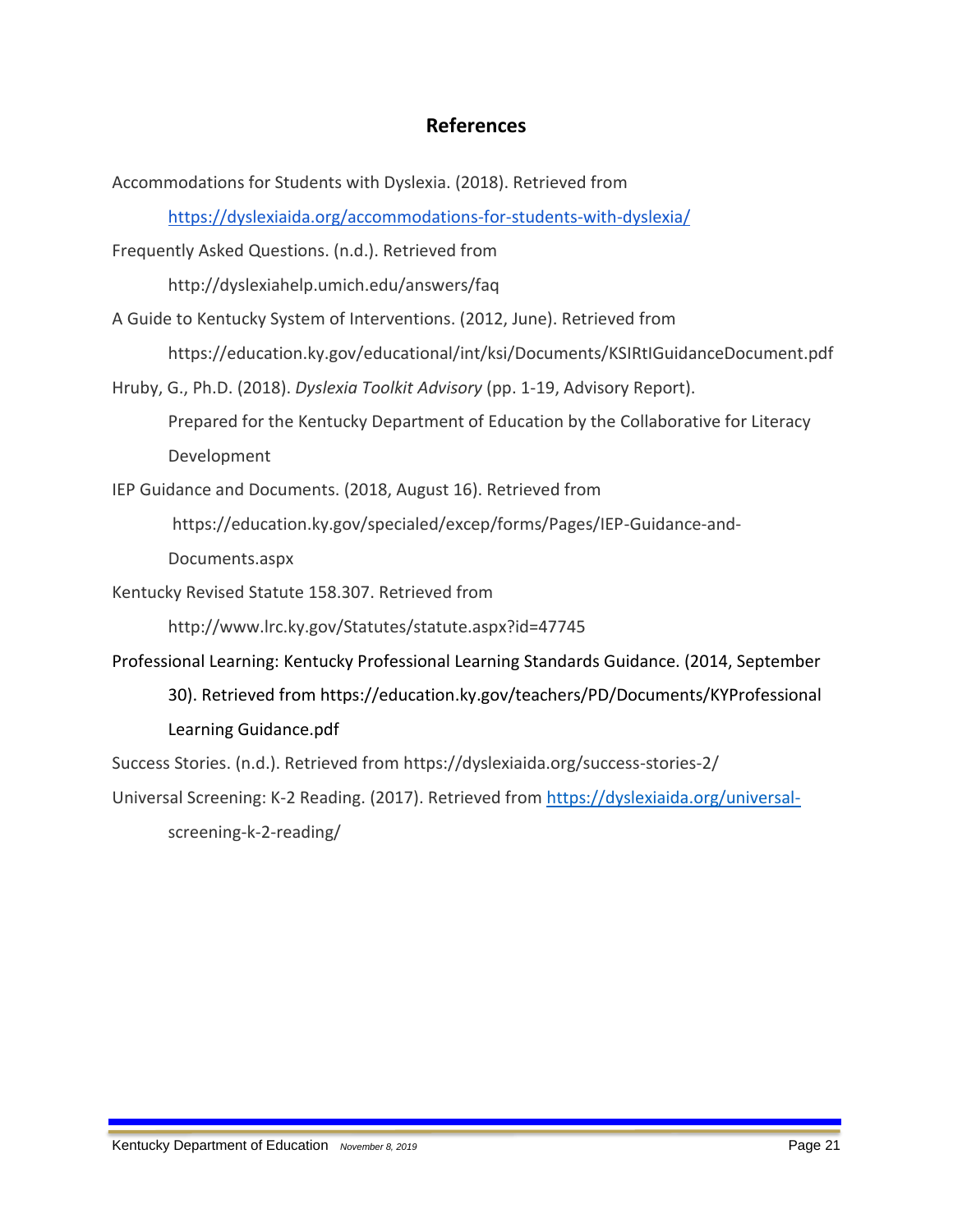## References

Accommodations for Students with Dyslexia. (2018). Retrieved from https://dyslexiaida.org/accommodations-for-students-with-dyslexia/

Frequently Asked Questions. (n.d.). Retrieved from http://dyslexiahelp.umich.edu/answers/faq

A Guide to Kentucky System of Interventions. (2012, June). Retrieved from https://education.ky.gov/educational/int/ksi/Documents/KSIRtIGuidanceDocument.pdf

Hruby, G., Ph.D. (2018). *Dyslexia Toolkit Advisory* (pp. 1-19, Advisory Report). Prepared for the Kentucky Department of Education by the Collaborative for Literacy Development

IEP Guidance and Documents. (2018, August 16). Retrieved from https://education.ky.gov/specialed/excep/forms/Pages/IEP-Guidance-and-Documents.aspx

Kentucky Revised Statute 158.307. Retrieved from http://www.lrc.ky.gov/Statutes/statute.aspx?id=47745

Professional Learning: Kentucky Professional Learning Standards Guidance. (2014, September 30). Retrieved from https://education.ky.gov/teachers/PD/Documents/KYProfessional Learning Guidance.pdf

Success Stories. (n.d.). Retrieved from https://dyslexiaida.org/success-stories-2/

Universal Screening: K-2 Reading. (2017). Retrieved from https://dyslexiaida.org/universal-screening-k-2-reading/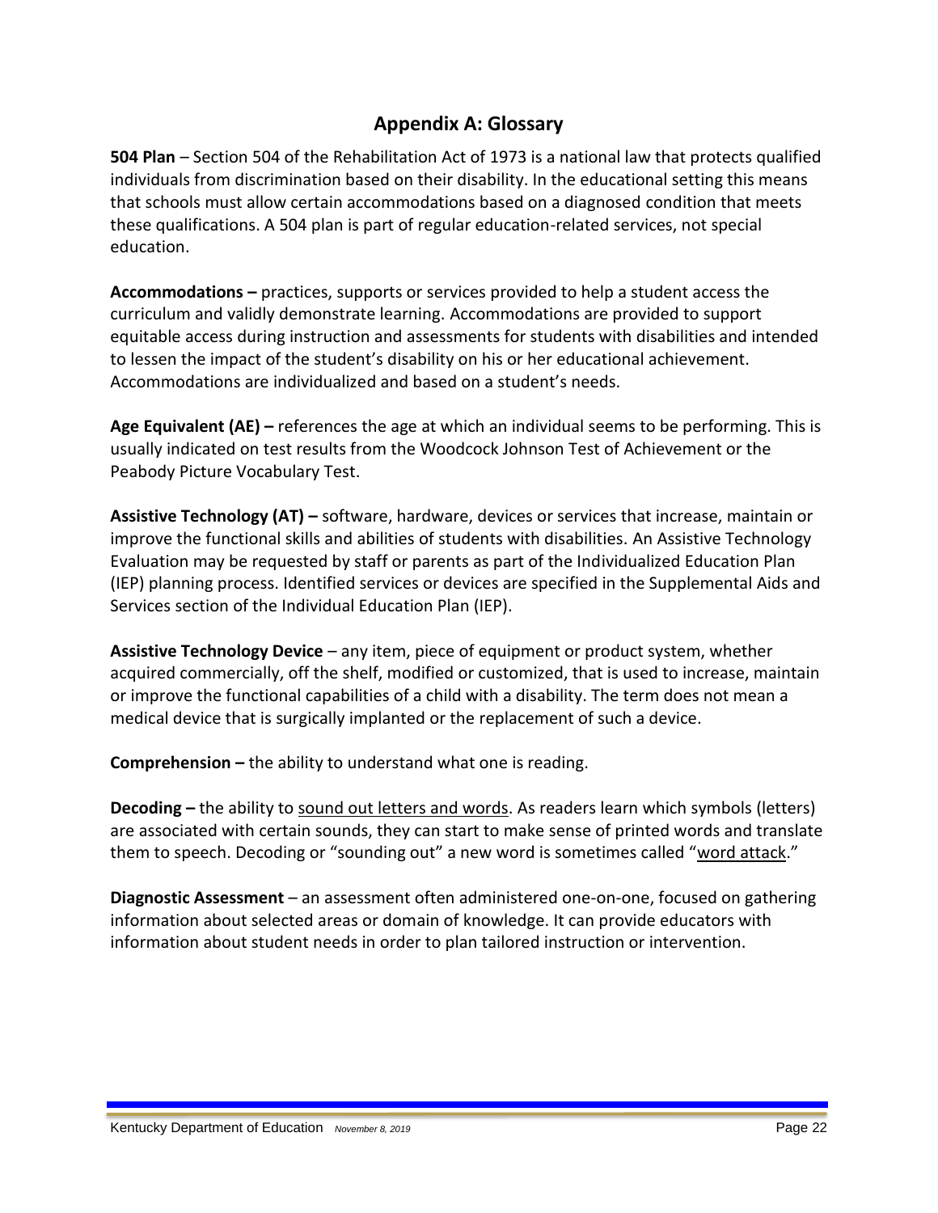## Appendix A: Glossary

**504 Plan** – Section 504 of the Rehabilitation Act of 1973 is a national law that protects qualified individuals from discrimination based on their disability. In the educational setting this means that schools must allow certain accommodations based on a diagnosed condition that meets these qualifications. A 504 plan is part of regular education-related services, not special education.

**Accommodations –** practices, supports or services provided to help a student access the curriculum and validly demonstrate learning. Accommodations are provided to support equitable access during instruction and assessments for students with disabilities and intended to lessen the impact of the student's disability on his or her educational achievement. Accommodations are individualized and based on a student's needs.

**Age Equivalent (AE) –** references the age at which an individual seems to be performing. This is usually indicated on test results from the Woodcock Johnson Test of Achievement or the Peabody Picture Vocabulary Test.

**Assistive Technology (AT) –** software, hardware, devices or services that increase, maintain or improve the functional skills and abilities of students with disabilities. An Assistive Technology Evaluation may be requested by staff or parents as part of the Individualized Education Plan (IEP) planning process. Identified services or devices are specified in the Supplemental Aids and Services section of the Individual Education Plan (IEP).

**Assistive Technology Device** – any item, piece of equipment or product system, whether acquired commercially, off the shelf, modified or customized, that is used to increase, maintain or improve the functional capabilities of a child with a disability. The term does not mean a medical device that is surgically implanted or the replacement of such a device.

**Comprehension –** the ability to understand what one is reading.

**Decoding –** the ability to sound out letters and words. As readers learn which symbols (letters) are associated with certain sounds, they can start to make sense of printed words and translate them to speech. Decoding or "sounding out" a new word is sometimes called "word attack."

**Diagnostic Assessment** – an assessment often administered one-on-one, focused on gathering information about selected areas or domain of knowledge. It can provide educators with information about student needs in order to plan tailored instruction or intervention.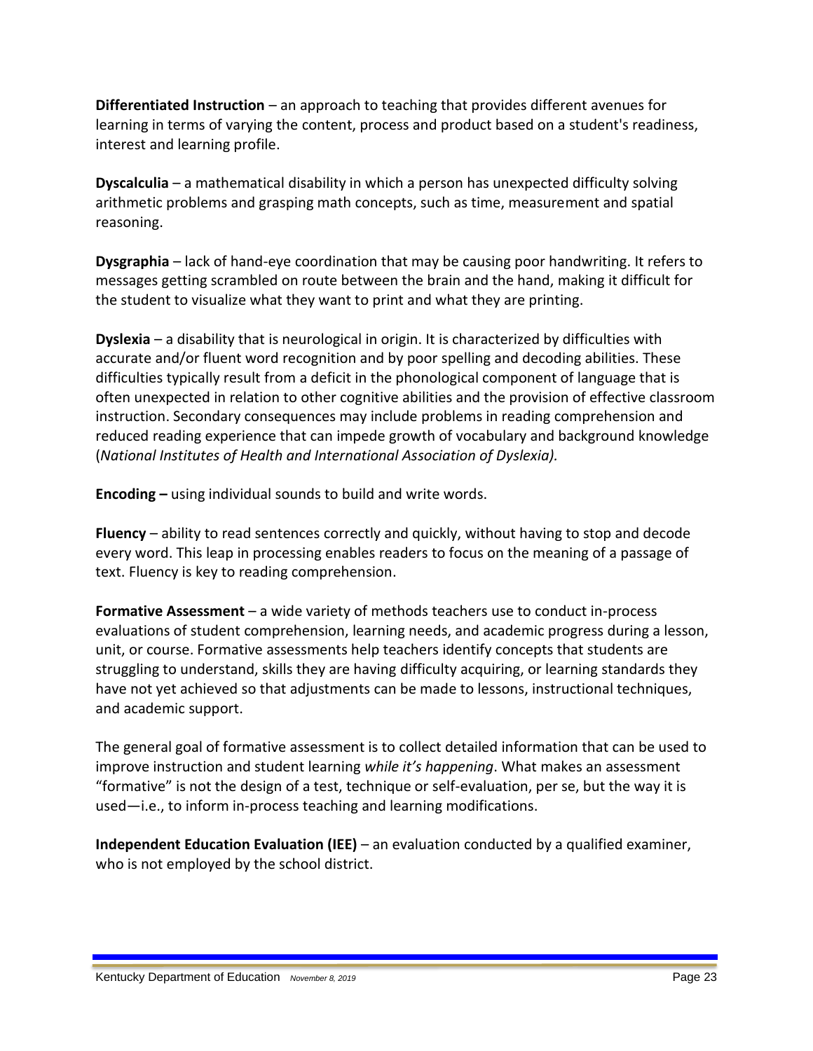**Differentiated Instruction** – an approach to teaching that provides different avenues for learning in terms of varying the content, process and product based on a student's readiness, interest and learning profile.

**Dyscalculia** – a mathematical disability in which a person has unexpected difficulty solving arithmetic problems and grasping math concepts, such as time, measurement and spatial reasoning.

**Dysgraphia** – lack of hand-eye coordination that may be causing poor handwriting. It refers to messages getting scrambled on route between the brain and the hand, making it difficult for the student to visualize what they want to print and what they are printing.

**Dyslexia** – a disability that is neurological in origin. It is characterized by difficulties with accurate and/or fluent word recognition and by poor spelling and decoding abilities. These difficulties typically result from a deficit in the phonological component of language that is often unexpected in relation to other cognitive abilities and the provision of effective classroom instruction. Secondary consequences may include problems in reading comprehension and reduced reading experience that can impede growth of vocabulary and background knowledge (*National Institutes of Health and International Association of Dyslexia).*

**Encoding –** using individual sounds to build and write words.

**Fluency** – ability to read sentences correctly and quickly, without having to stop and decode every word. This leap in processing enables readers to focus on the meaning of a passage of text. Fluency is key to reading comprehension.

**Formative Assessment** – a wide variety of methods teachers use to conduct in-process evaluations of student comprehension, learning needs, and academic progress during a lesson, unit, or course. Formative assessments help teachers identify concepts that students are struggling to understand, skills they are having difficulty acquiring, or learning standards they have not yet achieved so that adjustments can be made to lessons, instructional techniques, and academic support.

The general goal of formative assessment is to collect detailed information that can be used to improve instruction and student learning *while it's happening*. What makes an assessment "formative" is not the design of a test, technique or self-evaluation, per se, but the way it is used—i.e., to inform in-process teaching and learning modifications.

**Independent Education Evaluation (IEE)** – an evaluation conducted by a qualified examiner, who is not employed by the school district.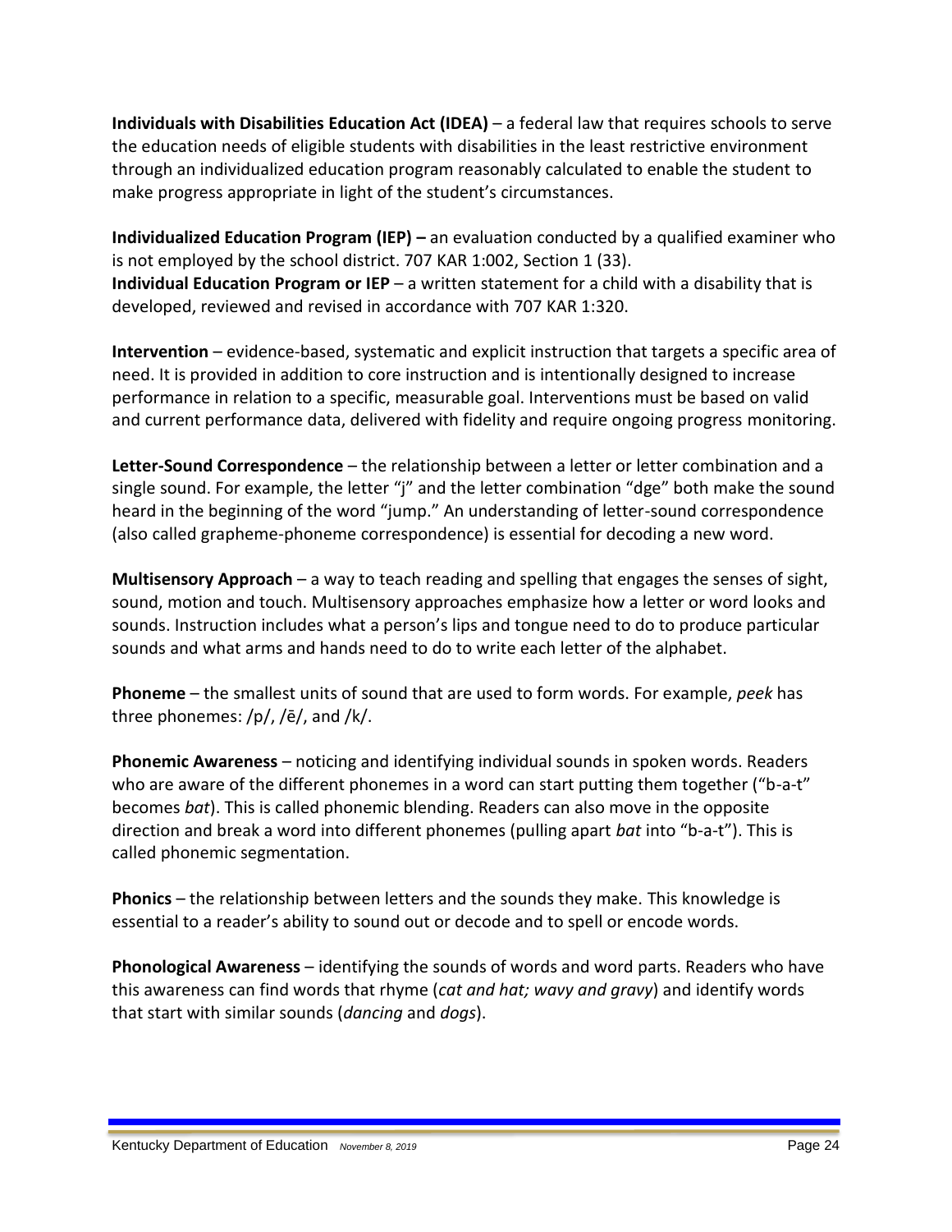**Individuals with Disabilities Education Act (IDEA)** – a federal law that requires schools to serve the education needs of eligible students with disabilities in the least restrictive environment through an individualized education program reasonably calculated to enable the student to make progress appropriate in light of the student's circumstances.

**Individualized Education Program (IEP) –** an evaluation conducted by a qualified examiner who is not employed by the school district. 707 KAR 1:002, Section 1 (33).
**Individual Education Program or IEP** – a written statement for a child with a disability that is developed, reviewed and revised in accordance with 707 KAR 1:320.

**Intervention** – evidence-based, systematic and explicit instruction that targets a specific area of need. It is provided in addition to core instruction and is intentionally designed to increase performance in relation to a specific, measurable goal. Interventions must be based on valid and current performance data, delivered with fidelity and require ongoing progress monitoring.

**Letter-Sound Correspondence** – the relationship between a letter or letter combination and a single sound. For example, the letter "j" and the letter combination "dge" both make the sound heard in the beginning of the word "jump." An understanding of letter-sound correspondence (also called grapheme-phoneme correspondence) is essential for decoding a new word.

**Multisensory Approach** – a way to teach reading and spelling that engages the senses of sight, sound, motion and touch. Multisensory approaches emphasize how a letter or word looks and sounds. Instruction includes what a person's lips and tongue need to do to produce particular sounds and what arms and hands need to do to write each letter of the alphabet.

**Phoneme** – the smallest units of sound that are used to form words. For example, *peek* has three phonemes: /p/, /ē/, and /k/.

**Phonemic Awareness** – noticing and identifying individual sounds in spoken words. Readers who are aware of the different phonemes in a word can start putting them together ("b-a-t" becomes *bat*). This is called phonemic blending. Readers can also move in the opposite direction and break a word into different phonemes (pulling apart *bat* into "b-a-t"). This is called phonemic segmentation.

**Phonics** – the relationship between letters and the sounds they make. This knowledge is essential to a reader's ability to sound out or decode and to spell or encode words.

**Phonological Awareness** – identifying the sounds of words and word parts. Readers who have this awareness can find words that rhyme (*cat and hat; wavy and gravy*) and identify words that start with similar sounds (*dancing* and *dogs*).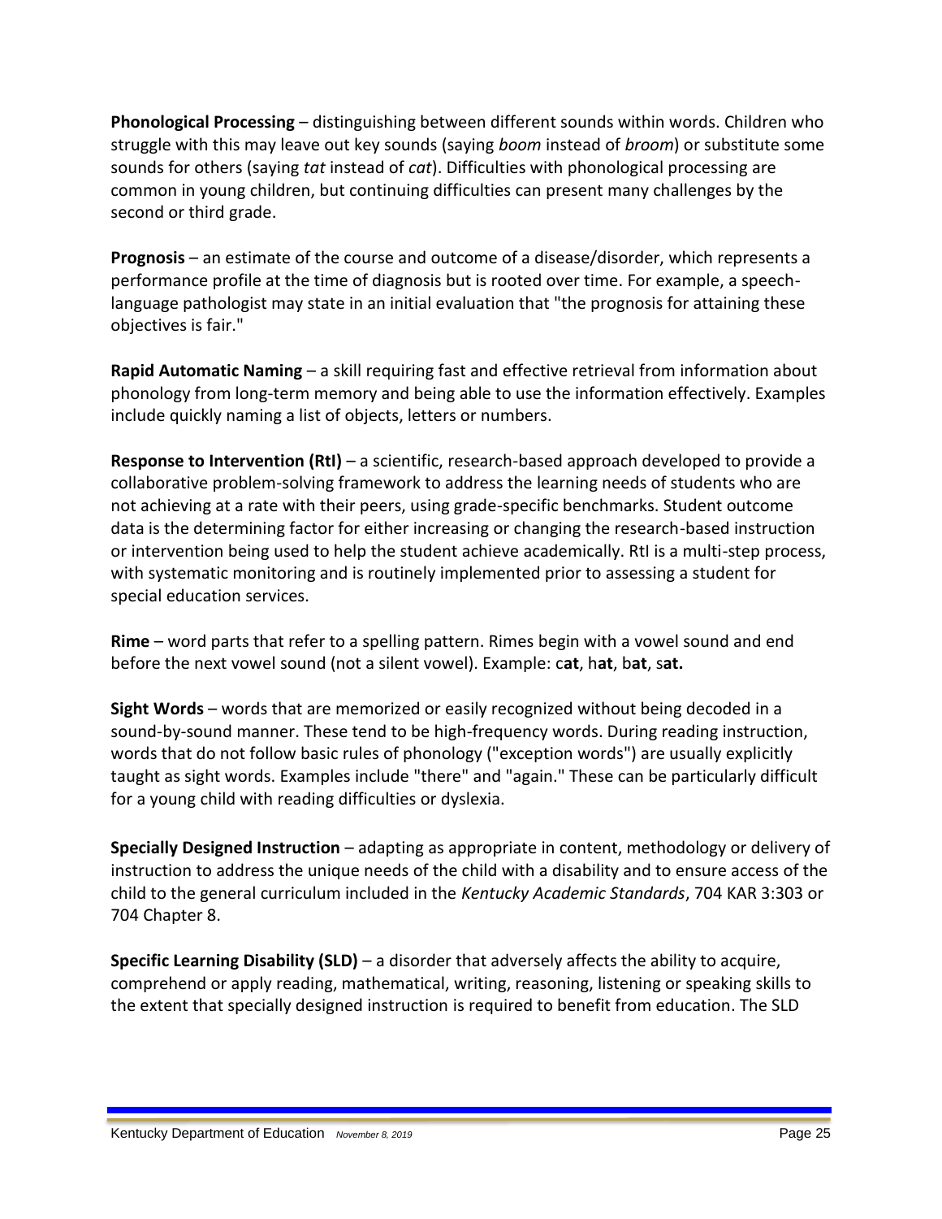**Phonological Processing** – distinguishing between different sounds within words. Children who struggle with this may leave out key sounds (saying *boom* instead of *broom*) or substitute some sounds for others (saying *tat* instead of *cat*). Difficulties with phonological processing are common in young children, but continuing difficulties can present many challenges by the second or third grade.

**Prognosis** – an estimate of the course and outcome of a disease/disorder, which represents a performance profile at the time of diagnosis but is rooted over time. For example, a speech-language pathologist may state in an initial evaluation that "the prognosis for attaining these objectives is fair."

**Rapid Automatic Naming** – a skill requiring fast and effective retrieval from information about phonology from long-term memory and being able to use the information effectively. Examples include quickly naming a list of objects, letters or numbers.

**Response to Intervention (RtI)** – a scientific, research-based approach developed to provide a collaborative problem-solving framework to address the learning needs of students who are not achieving at a rate with their peers, using grade-specific benchmarks. Student outcome data is the determining factor for either increasing or changing the research-based instruction or intervention being used to help the student achieve academically. RtI is a multi-step process, with systematic monitoring and is routinely implemented prior to assessing a student for special education services.

**Rime** – word parts that refer to a spelling pattern. Rimes begin with a vowel sound and end before the next vowel sound (not a silent vowel). Example: c**at**, h**at**, b**at**, s**at.**

**Sight Words** – words that are memorized or easily recognized without being decoded in a sound-by-sound manner. These tend to be high-frequency words. During reading instruction, words that do not follow basic rules of phonology ("exception words") are usually explicitly taught as sight words. Examples include "there" and "again." These can be particularly difficult for a young child with reading difficulties or dyslexia.

**Specially Designed Instruction** – adapting as appropriate in content, methodology or delivery of instruction to address the unique needs of the child with a disability and to ensure access of the child to the general curriculum included in the *Kentucky Academic Standards*, 704 KAR 3:303 or 704 Chapter 8.

**Specific Learning Disability (SLD)** – a disorder that adversely affects the ability to acquire, comprehend or apply reading, mathematical, writing, reasoning, listening or speaking skills to the extent that specially designed instruction is required to benefit from education. The SLD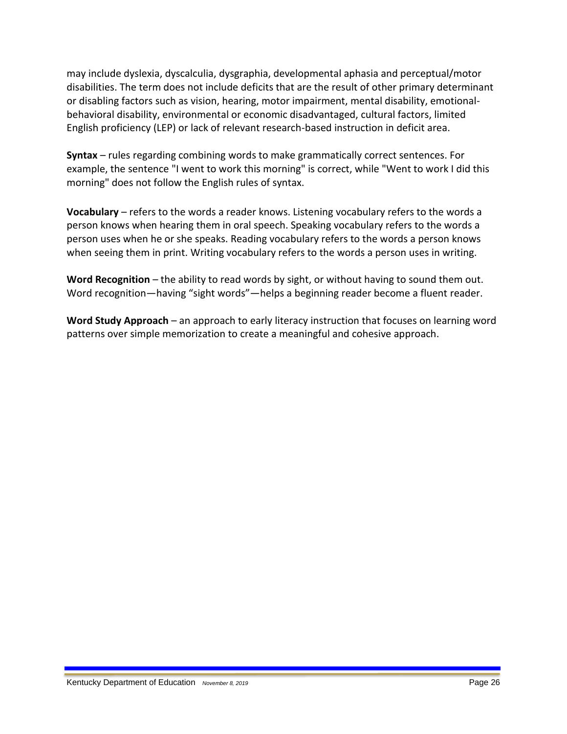may include dyslexia, dyscalculia, dysgraphia, developmental aphasia and perceptual/motor disabilities. The term does not include deficits that are the result of other primary determinant or disabling factors such as vision, hearing, motor impairment, mental disability, emotional-behavioral disability, environmental or economic disadvantaged, cultural factors, limited English proficiency (LEP) or lack of relevant research-based instruction in deficit area.

**Syntax** – rules regarding combining words to make grammatically correct sentences. For example, the sentence "I went to work this morning" is correct, while "Went to work I did this morning" does not follow the English rules of syntax.

**Vocabulary** – refers to the words a reader knows. Listening vocabulary refers to the words a person knows when hearing them in oral speech. Speaking vocabulary refers to the words a person uses when he or she speaks. Reading vocabulary refers to the words a person knows when seeing them in print. Writing vocabulary refers to the words a person uses in writing.

**Word Recognition** – the ability to read words by sight, or without having to sound them out. Word recognition—having "sight words"—helps a beginning reader become a fluent reader.

**Word Study Approach** – an approach to early literacy instruction that focuses on learning word patterns over simple memorization to create a meaningful and cohesive approach.